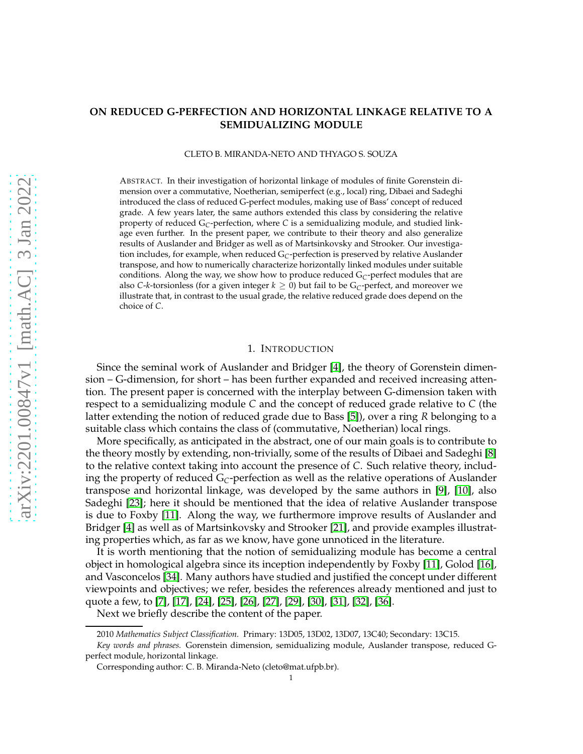# ON REDUCED G-PERFECTION AND HORIZONTAL LINKAGE RELATIVE TO A SEMIDUALIZING MODULE

CLETO B. MIRANDA-NETO AND THYAGO S. SOUZA

ABSTRACT. In their investigation of horizontal linkage of modules of finite Gorenstein dimension over a commutative, Noetherian, semiperfect (e.g., local) ring, Dibaei and Sadeghi introduced the class of reduced G-perfect modules, making use of Bass' concept of reduced grade. A few years later, the same authors extended this class by considering the relative property of reduced $G_C$-perfection, where $C$ is a semidualizing module, and studied linkage even further. In the present paper, we contribute to their theory and also generalize results of Auslander and Bridger as well as of Martsinkovsky and Strooker. Our investigation includes, for example, when reduced $G_C$-perfection is preserved by relative Auslander transpose, and how to numerically characterize horizontally linked modules under suitable conditions. Along the way, we show how to produce reduced $G_C$-perfect modules that are also $C$-$k$-torsionless (for a given integer $k \geq 0$) but fail to be $G_C$-perfect, and moreover we illustrate that, in contrast to the usual grade, the relative reduced grade does depend on the choice of $C$.

## 1. INTRODUCTION

Since the seminal work of Auslander and Bridger [4], the theory of Gorenstein dimension – G-dimension, for short – has been further expanded and received increasing attention. The present paper is concerned with the interplay between G-dimension taken with respect to a semidualizing module $C$ and the concept of reduced grade relative to $C$ (the latter extending the notion of reduced grade due to Bass [5]), over a ring $R$ belonging to a suitable class which contains the class of (commutative, Noetherian) local rings.

More specifically, as anticipated in the abstract, one of our main goals is to contribute to the theory mostly by extending, non-trivially, some of the results of Dibaei and Sadeghi [8] to the relative context taking into account the presence of $C$. Such relative theory, including the property of reduced $G_C$-perfection as well as the relative operations of Auslander transpose and horizontal linkage, was developed by the same authors in [9], [10], also Sadeghi [23]; here it should be mentioned that the idea of relative Auslander transpose is due to Foxby [11]. Along the way, we furthermore improve results of Auslander and Bridger [4] as well as of Martsinkovsky and Strooker [21], and provide examples illustrating properties which, as far as we know, have gone unnoticed in the literature.

It is worth mentioning that the notion of semidualizing module has become a central object in homological algebra since its inception independently by Foxby [11], Golod [16], and Vasconcelos [34]. Many authors have studied and justified the concept under different viewpoints and objectives; we refer, besides the references already mentioned and just to quote a few, to [7], [17], [24], [25], [26], [27], [29], [30], [31], [32], [36].

Next we briefly describe the content of the paper.

2010 *Mathematics Subject Classification.* Primary: 13D05, 13D02, 13D07, 13C40; Secondary: 13C15.

*Key words and phrases.* Gorenstein dimension, semidualizing module, Auslander transpose, reduced G-perfect module, horizontal linkage.

Corresponding author: C. B. Miranda-Neto (cleto@mat.ufpb.br).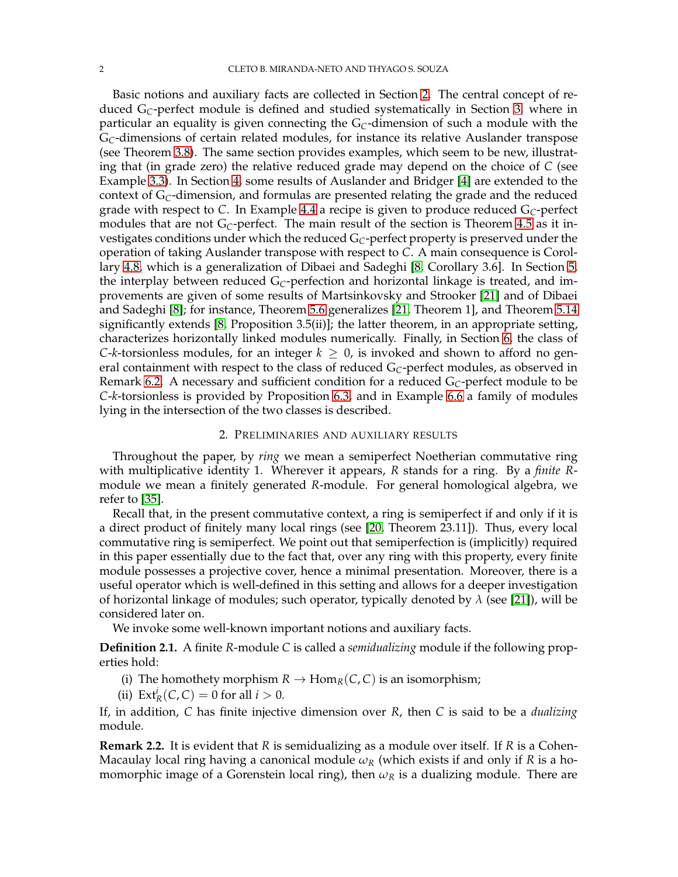Basic notions and auxiliary facts are collected in Section 2. The central concept of reduced $\mathrm{G}_C$-perfect module is defined and studied systematically in Section 3, where in particular an equality is given connecting the $\mathrm{G}_C$-dimension of such a module with the $\mathrm{G}_C$-dimensions of certain related modules, for instance its relative Auslander transpose (see Theorem 3.8). The same section provides examples, which seem to be new, illustrating that (in grade zero) the relative reduced grade may depend on the choice of $C$ (see Example 3.3). In Section 4, some results of Auslander and Bridger [4] are extended to the context of $\mathrm{G}_C$-dimension, and formulas are presented relating the grade and the reduced grade with respect to $C$. In Example 4.4 a recipe is given to produce reduced $\mathrm{G}_C$-perfect modules that are not $\mathrm{G}_C$-perfect. The main result of the section is Theorem 4.5 as it investigates conditions under which the reduced $\mathrm{G}_C$-perfect property is preserved under the operation of taking Auslander transpose with respect to $C$. A main consequence is Corollary 4.8, which is a generalization of Dibaei and Sadeghi [8, Corollary 3.6]. In Section 5, the interplay between reduced $\mathrm{G}_C$-perfection and horizontal linkage is treated, and improvements are given of some results of Martsinkovsky and Strooker [21] and of Dibaei and Sadeghi [8]; for instance, Theorem 5.6 generalizes [21, Theorem 1], and Theorem 5.14 significantly extends [8, Proposition 3.5(ii)]; the latter theorem, in an appropriate setting, characterizes horizontally linked modules numerically. Finally, in Section 6, the class of $C$-$k$-torsionless modules, for an integer $k \geq 0$, is invoked and shown to afford no general containment with respect to the class of reduced $\mathrm{G}_C$-perfect modules, as observed in Remark 6.2. A necessary and sufficient condition for a reduced $\mathrm{G}_C$-perfect module to be $C$-$k$-torsionless is provided by Proposition 6.3, and in Example 6.6 a family of modules lying in the intersection of the two classes is described.

## 2. Preliminaries and auxiliary results

Throughout the paper, by *ring* we mean a semiperfect Noetherian commutative ring with multiplicative identity 1. Wherever it appears, $R$ stands for a ring. By a *finite* $R$-module we mean a finitely generated $R$-module. For general homological algebra, we refer to [35].

Recall that, in the present commutative context, a ring is semiperfect if and only if it is a direct product of finitely many local rings (see [20, Theorem 23.11]). Thus, every local commutative ring is semiperfect. We point out that semiperfection is (implicitly) required in this paper essentially due to the fact that, over any ring with this property, every finite module possesses a projective cover, hence a minimal presentation. Moreover, there is a useful operator which is well-defined in this setting and allows for a deeper investigation of horizontal linkage of modules; such operator, typically denoted by $\lambda$ (see [21]), will be considered later on.

We invoke some well-known important notions and auxiliary facts.

**Definition 2.1.** A finite $R$-module $C$ is called a *semidualizing* module if the following properties hold:

(i) The homothety morphism $R \to \mathrm{Hom}_R(C, C)$ is an isomorphism;

(ii) $\mathrm{Ext}^i_R(C, C) = 0$ for all $i > 0$.

If, in addition, $C$ has finite injective dimension over $R$, then $C$ is said to be a *dualizing* module.

**Remark 2.2.** It is evident that $R$ is semidualizing as a module over itself. If $R$ is a Cohen-Macaulay local ring having a canonical module $\omega_R$ (which exists if and only if $R$ is a homomorphic image of a Gorenstein local ring), then $\omega_R$ is a dualizing module. There are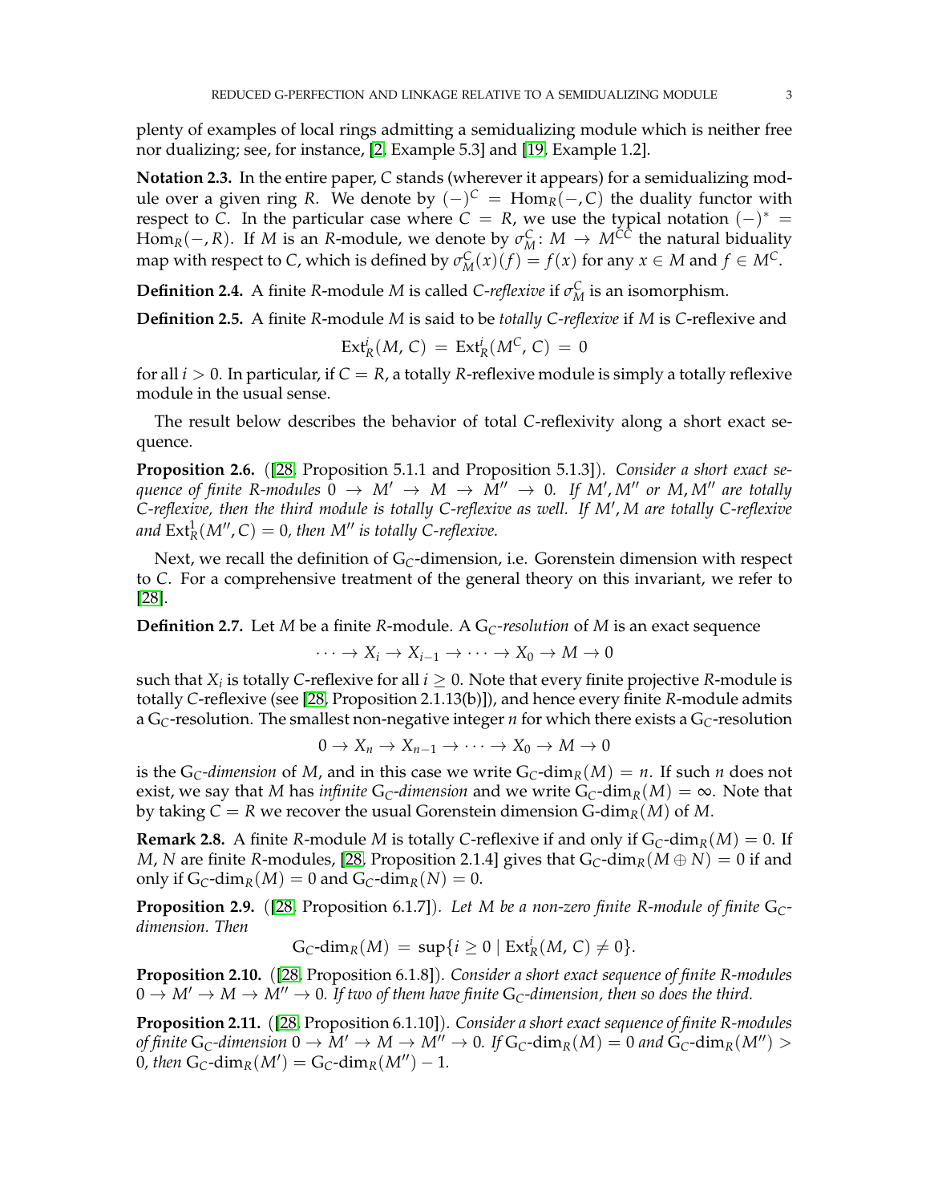plenty of examples of local rings admitting a semidualizing module which is neither free nor dualizing; see, for instance, [2, Example 5.3] and [19, Example 1.2].

**Notation 2.3.** In the entire paper, $C$ stands (wherever it appears) for a semidualizing module over a given ring $R$. We denote by $(-)^C = \mathrm{Hom}_R(-, C)$ the duality functor with respect to $C$. In the particular case where $C = R$, we use the typical notation $(-)^* = \mathrm{Hom}_R(-, R)$. If $M$ is an $R$-module, we denote by $\sigma_M^C \colon M \to M^{CC}$ the natural biduality map with respect to $C$, which is defined by $\sigma_M^C(x)(f) = f(x)$ for any $x \in M$ and $f \in M^C$.

**Definition 2.4.** A finite $R$-module $M$ is called *$C$-reflexive* if $\sigma_M^C$ is an isomorphism.

**Definition 2.5.** A finite $R$-module $M$ is said to be *totally $C$-reflexive* if $M$ is $C$-reflexive and

$$\mathrm{Ext}_R^i(M, C) = \mathrm{Ext}_R^i(M^C, C) = 0$$

for all $i > 0$. In particular, if $C = R$, a totally $R$-reflexive module is simply a totally reflexive module in the usual sense.

The result below describes the behavior of total $C$-reflexivity along a short exact sequence.

**Proposition 2.6.** ([28, Proposition 5.1.1 and Proposition 5.1.3]). *Consider a short exact sequence of finite $R$-modules $0 \to M' \to M \to M'' \to 0$. If $M', M''$ or $M, M''$ are totally $C$-reflexive, then the third module is totally $C$-reflexive as well. If $M', M$ are totally $C$-reflexive and $\mathrm{Ext}_R^1(M'', C) = 0$, then $M''$ is totally $C$-reflexive.*

Next, we recall the definition of $\mathrm{G}_C$-dimension, i.e. Gorenstein dimension with respect to $C$. For a comprehensive treatment of the general theory on this invariant, we refer to [28].

**Definition 2.7.** Let $M$ be a finite $R$-module. A *$\mathrm{G}_C$-resolution* of $M$ is an exact sequence

$$\cdots \to X_i \to X_{i-1} \to \cdots \to X_0 \to M \to 0$$

such that $X_i$ is totally $C$-reflexive for all $i \geq 0$. Note that every finite projective $R$-module is totally $C$-reflexive (see [28, Proposition 2.1.13(b)]), and hence every finite $R$-module admits a $\mathrm{G}_C$-resolution. The smallest non-negative integer $n$ for which there exists a $\mathrm{G}_C$-resolution

$$0 \to X_n \to X_{n-1} \to \cdots \to X_0 \to M \to 0$$

is the *$\mathrm{G}_C$-dimension* of $M$, and in this case we write $\mathrm{G}_C\text{-}\dim_R(M) = n$. If such $n$ does not exist, we say that $M$ has *infinite* $\mathrm{G}_C$*-dimension* and we write $\mathrm{G}_C\text{-}\dim_R(M) = \infty$. Note that by taking $C = R$ we recover the usual Gorenstein dimension $\mathrm{G}\text{-}\dim_R(M)$ of $M$.

**Remark 2.8.** A finite $R$-module $M$ is totally $C$-reflexive if and only if $\mathrm{G}_C\text{-}\dim_R(M) = 0$. If $M$, $N$ are finite $R$-modules, [28, Proposition 2.1.4] gives that $\mathrm{G}_C\text{-}\dim_R(M \oplus N) = 0$ if and only if $\mathrm{G}_C\text{-}\dim_R(M) = 0$ and $\mathrm{G}_C\text{-}\dim_R(N) = 0$.

**Proposition 2.9.** ([28, Proposition 6.1.7]). *Let $M$ be a non-zero finite $R$-module of finite $\mathrm{G}_C$-dimension. Then*

$$\mathrm{G}_C\text{-}\dim_R(M) = \sup\{i \geq 0 \mid \mathrm{Ext}_R^i(M, C) \neq 0\}.$$

**Proposition 2.10.** ([28, Proposition 6.1.8]). *Consider a short exact sequence of finite $R$-modules $0 \to M' \to M \to M'' \to 0$. If two of them have finite $\mathrm{G}_C$-dimension, then so does the third.*

**Proposition 2.11.** ([28, Proposition 6.1.10]). *Consider a short exact sequence of finite $R$-modules of finite $\mathrm{G}_C$-dimension $0 \to M' \to M \to M'' \to 0$. If $\mathrm{G}_C\text{-}\dim_R(M) = 0$ and $\mathrm{G}_C\text{-}\dim_R(M'') > 0$, then $\mathrm{G}_C\text{-}\dim_R(M') = \mathrm{G}_C\text{-}\dim_R(M'') - 1$.*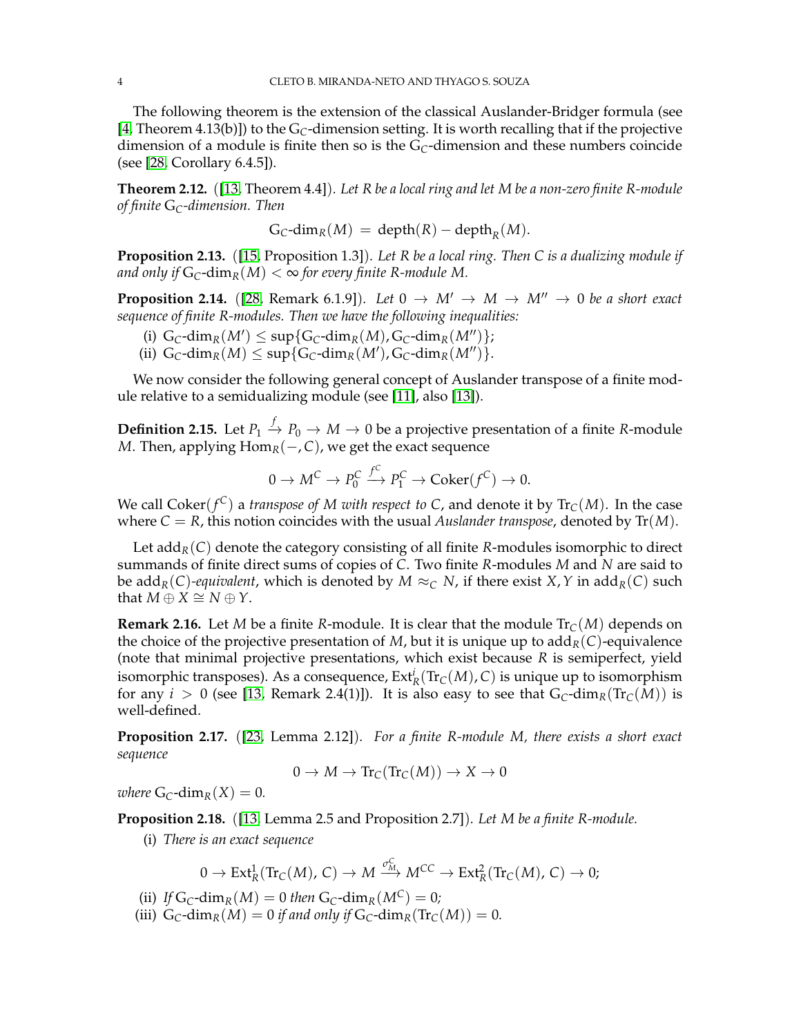The following theorem is the extension of the classical Auslander-Bridger formula (see [4, Theorem 4.13(b)]) to the $\mathrm{G}_C$-dimension setting. It is worth recalling that if the projective dimension of a module is finite then so is the $\mathrm{G}_C$-dimension and these numbers coincide (see [28, Corollary 6.4.5]).

**Theorem 2.12.** ([13, Theorem 4.4]). *Let $R$ be a local ring and let $M$ be a non-zero finite $R$-module of finite $\mathrm{G}_C$-dimension. Then*

$$\mathrm{G}_C\text{-}\dim_R(M) \;=\; \operatorname{depth}(R) - \operatorname{depth}_R(M).$$

**Proposition 2.13.** ([15, Proposition 1.3]). *Let $R$ be a local ring. Then $C$ is a dualizing module if and only if $\mathrm{G}_C\text{-}\dim_R(M) < \infty$ for every finite $R$-module $M$.*

**Proposition 2.14.** ([28, Remark 6.1.9]). *Let $0 \to M' \to M \to M'' \to 0$ be a short exact sequence of finite $R$-modules. Then we have the following inequalities:*

(i) $\mathrm{G}_C\text{-}\dim_R(M') \leq \sup\{\mathrm{G}_C\text{-}\dim_R(M), \mathrm{G}_C\text{-}\dim_R(M'')\}$;
(ii) $\mathrm{G}_C\text{-}\dim_R(M) \leq \sup\{\mathrm{G}_C\text{-}\dim_R(M'), \mathrm{G}_C\text{-}\dim_R(M'')\}$.

We now consider the following general concept of Auslander transpose of a finite module relative to a semidualizing module (see [11], also [13]).

**Definition 2.15.** Let $P_1 \xrightarrow{f} P_0 \to M \to 0$ be a projective presentation of a finite $R$-module $M$. Then, applying $\operatorname{Hom}_R(-, C)$, we get the exact sequence

$$0 \to M^C \to P_0^C \xrightarrow{f^C} P_1^C \to \operatorname{Coker}(f^C) \to 0.$$

We call $\operatorname{Coker}(f^C)$ a *transpose of $M$ with respect to $C$*, and denote it by $\operatorname{Tr}_C(M)$. In the case where $C = R$, this notion coincides with the usual *Auslander transpose*, denoted by $\operatorname{Tr}(M)$.

Let $\operatorname{add}_R(C)$ denote the category consisting of all finite $R$-modules isomorphic to direct summands of finite direct sums of copies of $C$. Two finite $R$-modules $M$ and $N$ are said to be $\operatorname{add}_R(C)$*-equivalent*, which is denoted by $M \approx_C N$, if there exist $X, Y$ in $\operatorname{add}_R(C)$ such that $M \oplus X \cong N \oplus Y$.

**Remark 2.16.** Let $M$ be a finite $R$-module. It is clear that the module $\operatorname{Tr}_C(M)$ depends on the choice of the projective presentation of $M$, but it is unique up to $\operatorname{add}_R(C)$-equivalence (note that minimal projective presentations, which exist because $R$ is semiperfect, yield isomorphic transposes). As a consequence, $\operatorname{Ext}^i_R(\operatorname{Tr}_C(M), C)$ is unique up to isomorphism for any $i > 0$ (see [13, Remark 2.4(1)]). It is also easy to see that $\mathrm{G}_C\text{-}\dim_R(\operatorname{Tr}_C(M))$ is well-defined.

**Proposition 2.17.** ([23, Lemma 2.12]). *For a finite $R$-module $M$, there exists a short exact sequence*

$$0 \to M \to \operatorname{Tr}_C(\operatorname{Tr}_C(M)) \to X \to 0$$

*where $\mathrm{G}_C\text{-}\dim_R(X) = 0$.*

**Proposition 2.18.** ([13, Lemma 2.5 and Proposition 2.7]). *Let $M$ be a finite $R$-module.*

(i) *There is an exact sequence*

$$0 \to \operatorname{Ext}^1_R(\operatorname{Tr}_C(M),\, C) \to M \xrightarrow{\sigma^C_M} M^{CC} \to \operatorname{Ext}^2_R(\operatorname{Tr}_C(M),\, C) \to 0;$$

(ii) *If $\mathrm{G}_C\text{-}\dim_R(M) = 0$ then $\mathrm{G}_C\text{-}\dim_R(M^C) = 0$;*
(iii) $\mathrm{G}_C\text{-}\dim_R(M) = 0$ *if and only if* $\mathrm{G}_C\text{-}\dim_R(\operatorname{Tr}_C(M)) = 0$.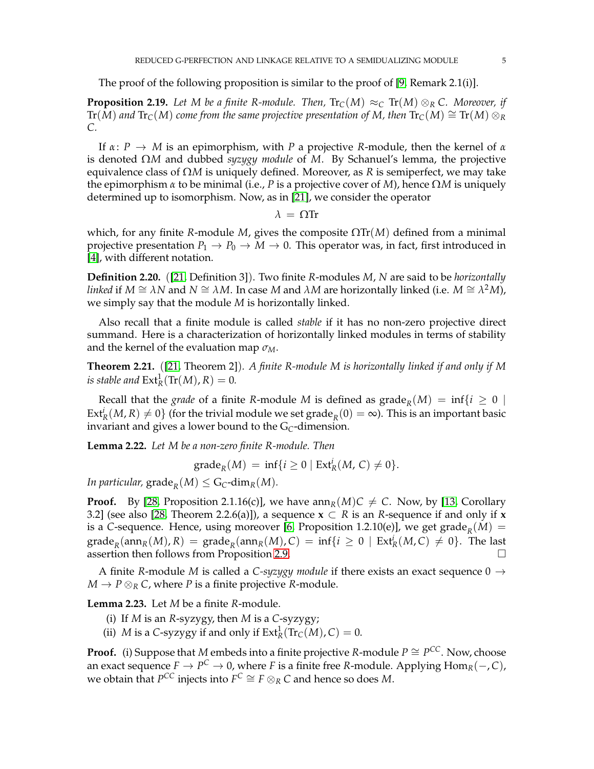The proof of the following proposition is similar to the proof of [9, Remark 2.1(i)].

**Proposition 2.19.** *Let $M$ be a finite $R$-module. Then, $\mathrm{Tr}_C(M) \approx_C \mathrm{Tr}(M) \otimes_R C$. Moreover, if $\mathrm{Tr}(M)$ and $\mathrm{Tr}_C(M)$ come from the same projective presentation of $M$, then $\mathrm{Tr}_C(M) \cong \mathrm{Tr}(M) \otimes_R C$.*

If $\alpha\colon P \to M$ is an epimorphism, with $P$ a projective $R$-module, then the kernel of $\alpha$ is denoted $\Omega M$ and dubbed *syzygy module* of $M$. By Schanuel's lemma, the projective equivalence class of $\Omega M$ is uniquely defined. Moreover, as $R$ is semiperfect, we may take the epimorphism $\alpha$ to be minimal (i.e., $P$ is a projective cover of $M$), hence $\Omega M$ is uniquely determined up to isomorphism. Now, as in [21], we consider the operator

$$\lambda \;=\; \Omega \mathrm{Tr}$$

which, for any finite $R$-module $M$, gives the composite $\Omega\mathrm{Tr}(M)$ defined from a minimal projective presentation $P_1 \to P_0 \to M \to 0$. This operator was, in fact, first introduced in [4], with different notation.

**Definition 2.20.** ([21, Definition 3]). Two finite $R$-modules $M$, $N$ are said to be *horizontally linked* if $M \cong \lambda N$ and $N \cong \lambda M$. In case $M$ and $\lambda M$ are horizontally linked (i.e. $M \cong \lambda^2 M$), we simply say that the module $M$ is horizontally linked.

Also recall that a finite module is called *stable* if it has no non-zero projective direct summand. Here is a characterization of horizontally linked modules in terms of stability and the kernel of the evaluation map $\sigma_M$.

**Theorem 2.21.** ([21, Theorem 2]). *A finite $R$-module $M$ is horizontally linked if and only if $M$ is stable and $\mathrm{Ext}^1_R(\mathrm{Tr}(M), R) = 0$.*

Recall that the *grade* of a finite $R$-module $M$ is defined as $\mathrm{grade}_R(M) = \inf\{i \geq 0 \mid \mathrm{Ext}^i_R(M, R) \neq 0\}$ (for the trivial module we set $\mathrm{grade}_R(0) = \infty$). This is an important basic invariant and gives a lower bound to the $\mathrm{G}_C$-dimension.

**Lemma 2.22.** *Let $M$ be a non-zero finite $R$-module. Then*

$$\mathrm{grade}_R(M) \;=\; \inf\{i \geq 0 \mid \mathrm{Ext}^i_R(M, C) \neq 0\}.$$

*In particular, $\mathrm{grade}_R(M) \leq \mathrm{G}_C\text{-}\dim_R(M)$.*

**Proof.** By [28, Proposition 2.1.16(c)], we have $\mathrm{ann}_R(M)C \neq C$. Now, by [13, Corollary 3.2] (see also [28, Theorem 2.2.6(a)]), a sequence $\mathbf{x} \subset R$ is an $R$-sequence if and only if $\mathbf{x}$ is a $C$-sequence. Hence, using moreover [6, Proposition 1.2.10(e)], we get $\mathrm{grade}_R(M) = \mathrm{grade}_R(\mathrm{ann}_R(M), R) = \mathrm{grade}_R(\mathrm{ann}_R(M), C) = \inf\{i \geq 0 \mid \mathrm{Ext}^i_R(M, C) \neq 0\}$. The last assertion then follows from Proposition 2.9. □

A finite $R$-module $M$ is called a *$C$-syzygy module* if there exists an exact sequence $0 \to M \to P \otimes_R C$, where $P$ is a finite projective $R$-module.

**Lemma 2.23.** Let $M$ be a finite $R$-module.

(i) If $M$ is an $R$-syzygy, then $M$ is a $C$-syzygy;
(ii) $M$ is a $C$-syzygy if and only if $\mathrm{Ext}^1_R(\mathrm{Tr}_C(M), C) = 0$.

**Proof.** (i) Suppose that $M$ embeds into a finite projective $R$-module $P \cong P^{CC}$. Now, choose an exact sequence $F \to P^C \to 0$, where $F$ is a finite free $R$-module. Applying $\mathrm{Hom}_R(-, C)$, we obtain that $P^{CC}$ injects into $F^C \cong F \otimes_R C$ and hence so does $M$.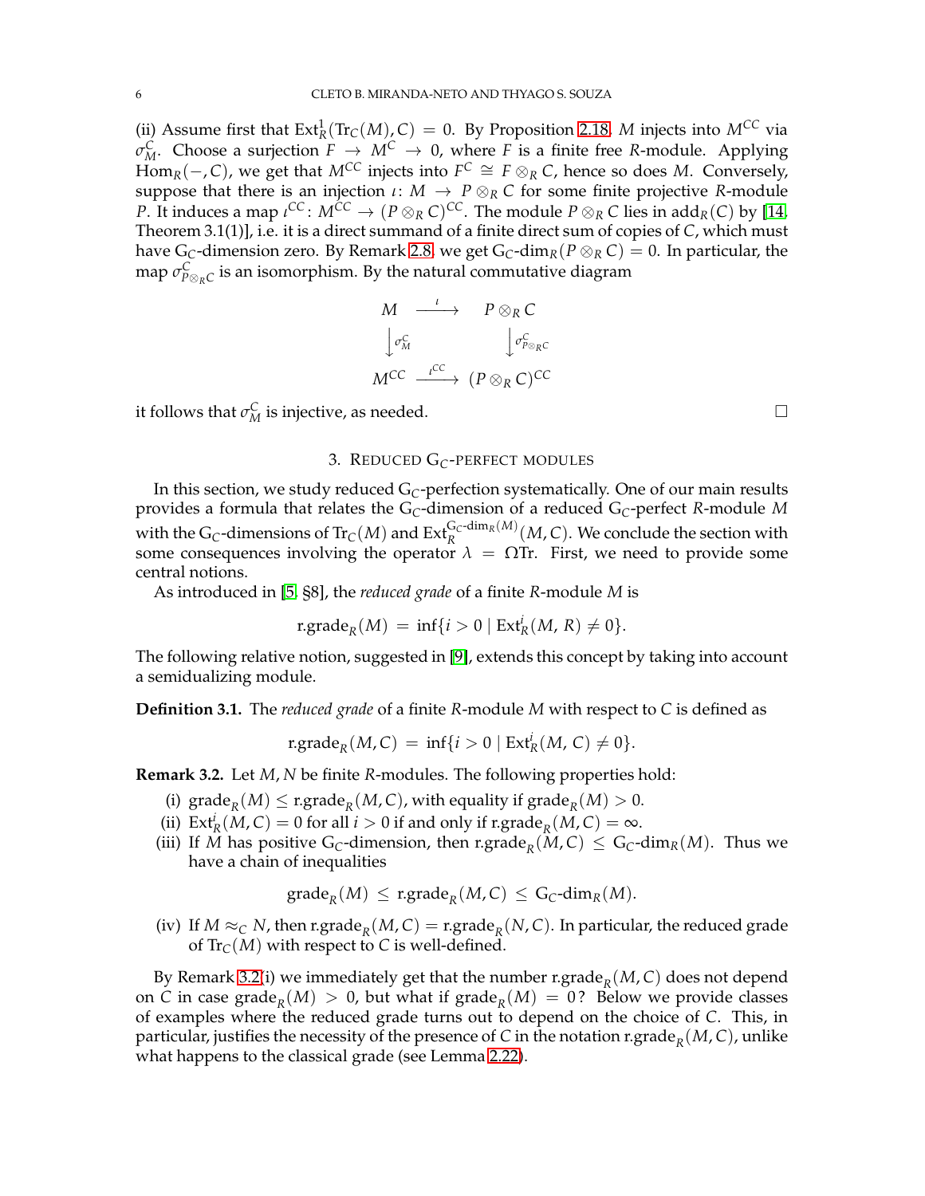(ii) Assume first that $\mathrm{Ext}^1_R(\mathrm{Tr}_C(M), C) = 0$. By Proposition 2.18, $M$ injects into $M^{CC}$ via $\sigma^C_M$. Choose a surjection $F \to M^C \to 0$, where $F$ is a finite free $R$-module. Applying $\mathrm{Hom}_R(-, C)$, we get that $M^{CC}$ injects into $F^C \cong F \otimes_R C$, hence so does $M$. Conversely, suppose that there is an injection $\iota\colon M \to P \otimes_R C$ for some finite projective $R$-module $P$. It induces a map $\iota^{CC}\colon M^{CC} \to (P \otimes_R C)^{CC}$. The module $P \otimes_R C$ lies in $\mathrm{add}_R(C)$ by [14, Theorem 3.1(1)], i.e. it is a direct summand of a finite direct sum of copies of $C$, which must have $\mathrm{G}_C$-dimension zero. By Remark 2.8, we get $\mathrm{G}_C\text{-}\dim_R(P \otimes_R C) = 0$. In particular, the map $\sigma^C_{P\otimes_R C}$ is an isomorphism. By the natural commutative diagram

$$
\begin{array}{ccc}
M & \xrightarrow{\ \iota\ } & P \otimes_R C \\
\Big\downarrow \sigma^C_M & & \Big\downarrow \sigma^C_{P\otimes_R C} \\
M^{CC} & \xrightarrow{\ \iota^{CC}\ } & (P \otimes_R C)^{CC}
\end{array}
$$

it follows that $\sigma^C_M$ is injective, as needed. □

## 3. Reduced $\mathrm{G}_C$-perfect modules

In this section, we study reduced $\mathrm{G}_C$-perfection systematically. One of our main results provides a formula that relates the $\mathrm{G}_C$-dimension of a reduced $\mathrm{G}_C$-perfect $R$-module $M$ with the $\mathrm{G}_C$-dimensions of $\mathrm{Tr}_C(M)$ and $\mathrm{Ext}_R^{\mathrm{G}_C\text{-}\dim_R(M)}(M, C)$. We conclude the section with some consequences involving the operator $\lambda = \Omega\mathrm{Tr}$. First, we need to provide some central notions.

As introduced in [5, §8], the *reduced grade* of a finite $R$-module $M$ is

$$\mathrm{r.grade}_R(M) = \inf\{i > 0 \mid \mathrm{Ext}^i_R(M, R) \neq 0\}.$$

The following relative notion, suggested in [9], extends this concept by taking into account a semidualizing module.

**Definition 3.1.** The *reduced grade* of a finite $R$-module $M$ with respect to $C$ is defined as

$$\mathrm{r.grade}_R(M, C) = \inf\{i > 0 \mid \mathrm{Ext}^i_R(M, C) \neq 0\}.$$

**Remark 3.2.** Let $M, N$ be finite $R$-modules. The following properties hold:

- (i) $\mathrm{grade}_R(M) \leq \mathrm{r.grade}_R(M, C)$, with equality if $\mathrm{grade}_R(M) > 0$.
- (ii) $\mathrm{Ext}^i_R(M, C) = 0$ for all $i > 0$ if and only if $\mathrm{r.grade}_R(M, C) = \infty$.
- (iii) If $M$ has positive $\mathrm{G}_C$-dimension, then $\mathrm{r.grade}_R(M, C) \leq \mathrm{G}_C\text{-}\dim_R(M)$. Thus we have a chain of inequalities

$$\mathrm{grade}_R(M) \leq \mathrm{r.grade}_R(M, C) \leq \mathrm{G}_C\text{-}\dim_R(M).$$

- (iv) If $M \approx_C N$, then $\mathrm{r.grade}_R(M, C) = \mathrm{r.grade}_R(N, C)$. In particular, the reduced grade of $\mathrm{Tr}_C(M)$ with respect to $C$ is well-defined.

By Remark 3.2(i) we immediately get that the number $\mathrm{r.grade}_R(M, C)$ does not depend on $C$ in case $\mathrm{grade}_R(M) > 0$, but what if $\mathrm{grade}_R(M) = 0$? Below we provide classes of examples where the reduced grade turns out to depend on the choice of $C$. This, in particular, justifies the necessity of the presence of $C$ in the notation $\mathrm{r.grade}_R(M, C)$, unlike what happens to the classical grade (see Lemma 2.22).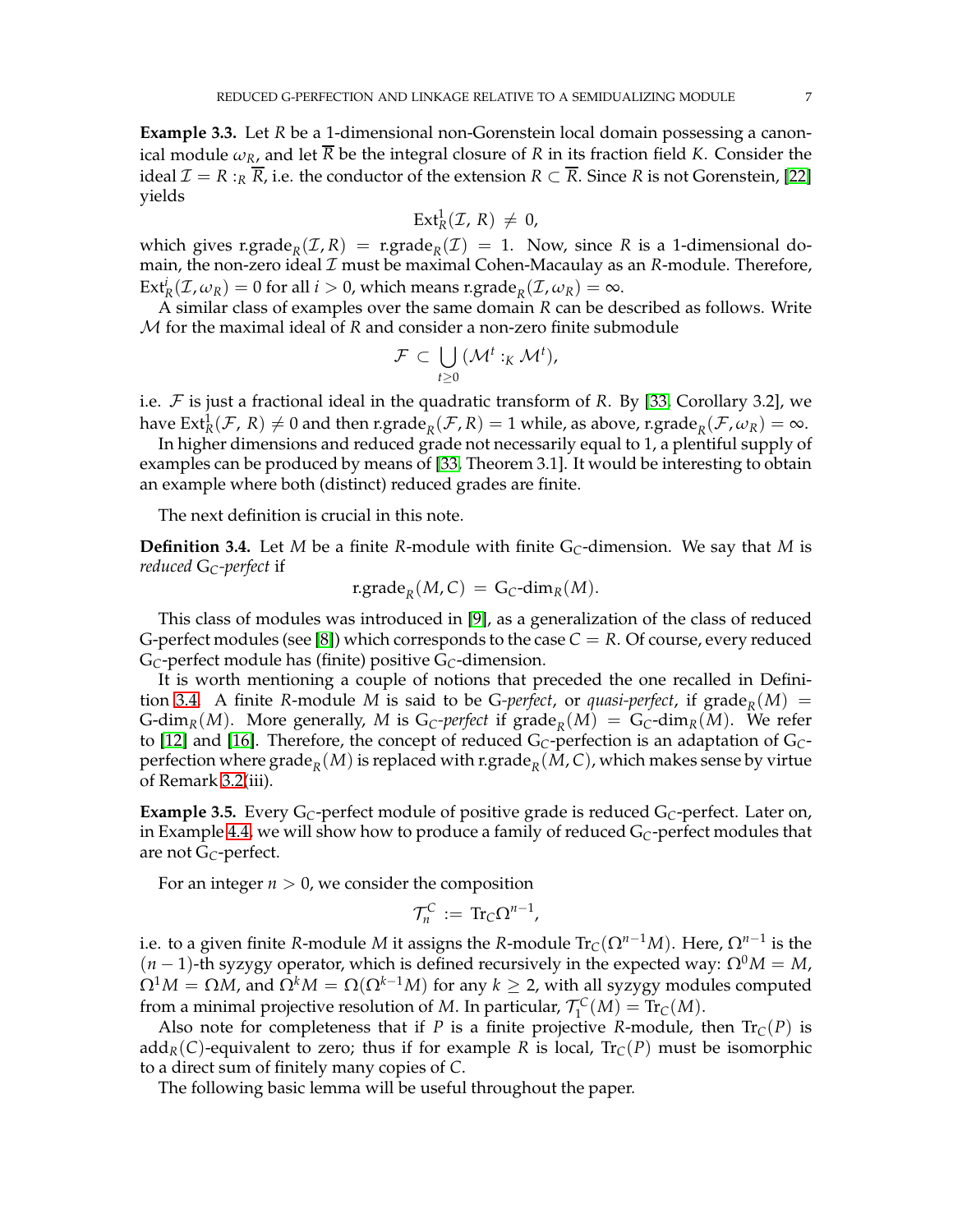**Example 3.3.** Let $R$ be a 1-dimensional non-Gorenstein local domain possessing a canonical module $\omega_R$, and let $\overline{R}$ be the integral closure of $R$ in its fraction field $K$. Consider the ideal $\mathcal{I} = R :_R \overline{R}$, i.e. the conductor of the extension $R \subset \overline{R}$. Since $R$ is not Gorenstein, [22] yields

$$\mathrm{Ext}^1_R(\mathcal{I},\, R) \,\neq\, 0,$$

which gives $\mathrm{r.grade}_R(\mathcal{I}, R) \,=\, \mathrm{r.grade}_R(\mathcal{I}) \,=\, 1$. Now, since $R$ is a 1-dimensional domain, the non-zero ideal $\mathcal{I}$ must be maximal Cohen-Macaulay as an $R$-module. Therefore, $\mathrm{Ext}^i_R(\mathcal{I}, \omega_R) = 0$ for all $i > 0$, which means $\mathrm{r.grade}_R(\mathcal{I}, \omega_R) = \infty$.

A similar class of examples over the same domain $R$ can be described as follows. Write $\mathcal{M}$ for the maximal ideal of $R$ and consider a non-zero finite submodule

$$\mathcal{F} \,\subset\, \bigcup_{t \geq 0} (\mathcal{M}^t :_K \mathcal{M}^t),$$

i.e. $\mathcal{F}$ is just a fractional ideal in the quadratic transform of $R$. By [33, Corollary 3.2], we have $\mathrm{Ext}^1_R(\mathcal{F},\, R) \neq 0$ and then $\mathrm{r.grade}_R(\mathcal{F}, R) = 1$ while, as above, $\mathrm{r.grade}_R(\mathcal{F}, \omega_R) = \infty$.

In higher dimensions and reduced grade not necessarily equal to 1, a plentiful supply of examples can be produced by means of [33, Theorem 3.1]. It would be interesting to obtain an example where both (distinct) reduced grades are finite.

The next definition is crucial in this note.

**Definition 3.4.** Let $M$ be a finite $R$-module with finite $\mathrm{G}_C$-dimension. We say that $M$ is *reduced* $\mathrm{G}_C$*-perfect* if

$$\mathrm{r.grade}_R(M, C) \,=\, \mathrm{G}_C\text{-}\mathrm{dim}_R(M).$$

This class of modules was introduced in [9], as a generalization of the class of reduced G-perfect modules (see [8]) which corresponds to the case $C = R$. Of course, every reduced $\mathrm{G}_C$-perfect module has (finite) positive $\mathrm{G}_C$-dimension.

It is worth mentioning a couple of notions that preceded the one recalled in Definition 3.4. A finite $R$-module $M$ is said to be G*-perfect*, or *quasi-perfect*, if $\mathrm{grade}_R(M) = \mathrm{G}\text{-}\mathrm{dim}_R(M)$. More generally, $M$ is $\mathrm{G}_C$*-perfect* if $\mathrm{grade}_R(M) = \mathrm{G}_C\text{-}\mathrm{dim}_R(M)$. We refer to [12] and [16]. Therefore, the concept of reduced $\mathrm{G}_C$-perfection is an adaptation of $\mathrm{G}_C$-perfection where $\mathrm{grade}_R(M)$ is replaced with $\mathrm{r.grade}_R(M, C)$, which makes sense by virtue of Remark 3.2(iii).

**Example 3.5.** Every $\mathrm{G}_C$-perfect module of positive grade is reduced $\mathrm{G}_C$-perfect. Later on, in Example 4.4, we will show how to produce a family of reduced $\mathrm{G}_C$-perfect modules that are not $\mathrm{G}_C$-perfect.

For an integer $n > 0$, we consider the composition

$$\mathcal{T}^C_n \,:=\, \mathrm{Tr}_C \Omega^{n-1},$$

i.e. to a given finite $R$-module $M$ it assigns the $R$-module $\mathrm{Tr}_C(\Omega^{n-1}M)$. Here, $\Omega^{n-1}$ is the $(n-1)$-th syzygy operator, which is defined recursively in the expected way: $\Omega^0 M = M$, $\Omega^1 M = \Omega M$, and $\Omega^k M = \Omega(\Omega^{k-1}M)$ for any $k \geq 2$, with all syzygy modules computed from a minimal projective resolution of $M$. In particular, $\mathcal{T}^C_1(M) = \mathrm{Tr}_C(M)$.

Also note for completeness that if $P$ is a finite projective $R$-module, then $\mathrm{Tr}_C(P)$ is $\mathrm{add}_R(C)$-equivalent to zero; thus if for example $R$ is local, $\mathrm{Tr}_C(P)$ must be isomorphic to a direct sum of finitely many copies of $C$.

The following basic lemma will be useful throughout the paper.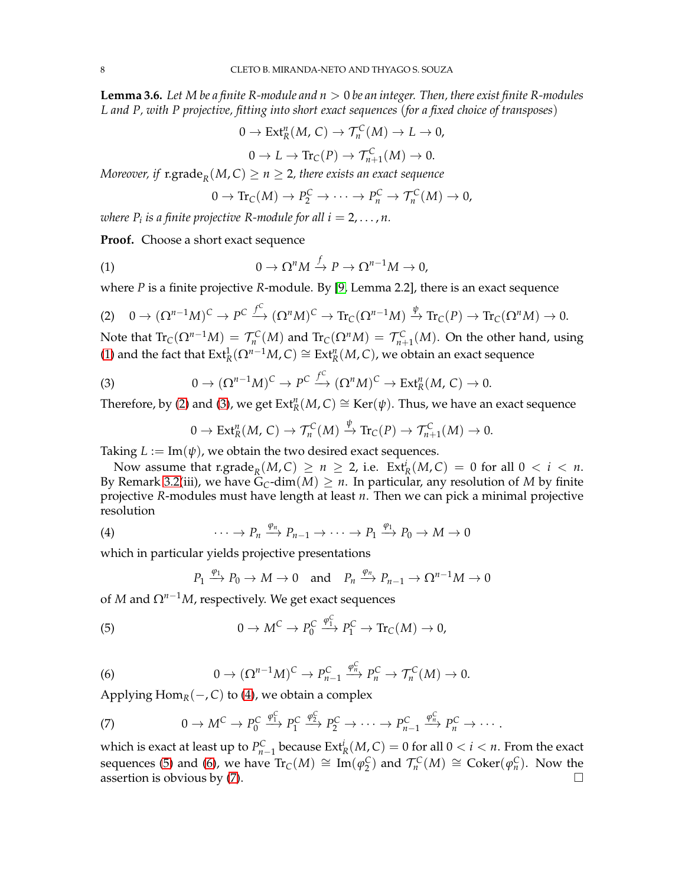**Lemma 3.6.** *Let $M$ be a finite $R$-module and $n > 0$ be an integer. Then, there exist finite $R$-modules $L$ and $P$, with $P$ projective, fitting into short exact sequences (for a fixed choice of transposes)*

$$0 \to \mathrm{Ext}^n_R(M, C) \to \mathcal{T}^C_n(M) \to L \to 0,$$

$$0 \to L \to \mathrm{Tr}_C(P) \to \mathcal{T}^C_{n+1}(M) \to 0.$$

*Moreover, if* $\mathrm{r.grade}_R(M, C) \geq n \geq 2$*, there exists an exact sequence*

$$0 \to \mathrm{Tr}_C(M) \to P^C_2 \to \cdots \to P^C_n \to \mathcal{T}^C_n(M) \to 0,$$

*where $P_i$ is a finite projective $R$-module for all $i = 2, \ldots, n$.*

**Proof.** Choose a short exact sequence

$$0 \to \Omega^n M \xrightarrow{f} P \to \Omega^{n-1} M \to 0, \tag{1}$$

where $P$ is a finite projective $R$-module. By [9, Lemma 2.2], there is an exact sequence

$$0 \to (\Omega^{n-1}M)^C \to P^C \xrightarrow{f^C} (\Omega^n M)^C \to \mathrm{Tr}_C(\Omega^{n-1}M) \xrightarrow{\psi} \mathrm{Tr}_C(P) \to \mathrm{Tr}_C(\Omega^n M) \to 0. \tag{2}$$

Note that $\mathrm{Tr}_C(\Omega^{n-1}M) = \mathcal{T}^C_n(M)$ and $\mathrm{Tr}_C(\Omega^n M) = \mathcal{T}^C_{n+1}(M)$. On the other hand, using (1) and the fact that $\mathrm{Ext}^1_R(\Omega^{n-1}M, C) \cong \mathrm{Ext}^n_R(M, C)$, we obtain an exact sequence

$$0 \to (\Omega^{n-1}M)^C \to P^C \xrightarrow{f^C} (\Omega^n M)^C \to \mathrm{Ext}^n_R(M, C) \to 0. \tag{3}$$

Therefore, by (2) and (3), we get $\mathrm{Ext}^n_R(M, C) \cong \mathrm{Ker}(\psi)$. Thus, we have an exact sequence

$$0 \to \mathrm{Ext}^n_R(M, C) \to \mathcal{T}^C_n(M) \xrightarrow{\psi} \mathrm{Tr}_C(P) \to \mathcal{T}^C_{n+1}(M) \to 0.$$

Taking $L := \mathrm{Im}(\psi)$, we obtain the two desired exact sequences.

Now assume that $\mathrm{r.grade}_R(M, C) \geq n \geq 2$, i.e. $\mathrm{Ext}^i_R(M, C) = 0$ for all $0 < i < n$. By Remark 3.2(iii), we have $\mathrm{G}_C\text{-dim}(M) \geq n$. In particular, any resolution of $M$ by finite projective $R$-modules must have length at least $n$. Then we can pick a minimal projective resolution

$$\cdots \to P_n \xrightarrow{\varphi_n} P_{n-1} \to \cdots \to P_1 \xrightarrow{\varphi_1} P_0 \to M \to 0 \tag{4}$$

which in particular yields projective presentations

$$P_1 \xrightarrow{\varphi_1} P_0 \to M \to 0 \quad \text{and} \quad P_n \xrightarrow{\varphi_n} P_{n-1} \to \Omega^{n-1}M \to 0$$

of $M$ and $\Omega^{n-1}M$, respectively. We get exact sequences

$$0 \to M^C \to P^C_0 \xrightarrow{\varphi^C_1} P^C_1 \to \mathrm{Tr}_C(M) \to 0, \tag{5}$$

$$0 \to (\Omega^{n-1}M)^C \to P^C_{n-1} \xrightarrow{\varphi^C_n} P^C_n \to \mathcal{T}^C_n(M) \to 0. \tag{6}$$

Applying $\mathrm{Hom}_R(-, C)$ to (4), we obtain a complex

$$0 \to M^C \to P^C_0 \xrightarrow{\varphi^C_1} P^C_1 \xrightarrow{\varphi^C_2} P^C_2 \to \cdots \to P^C_{n-1} \xrightarrow{\varphi^C_n} P^C_n \to \cdots. \tag{7}$$

which is exact at least up to $P^C_{n-1}$ because $\mathrm{Ext}^i_R(M, C) = 0$ for all $0 < i < n$. From the exact sequences (5) and (6), we have $\mathrm{Tr}_C(M) \cong \mathrm{Im}(\varphi^C_2)$ and $\mathcal{T}^C_n(M) \cong \mathrm{Coker}(\varphi^C_n)$. Now the assertion is obvious by (7). □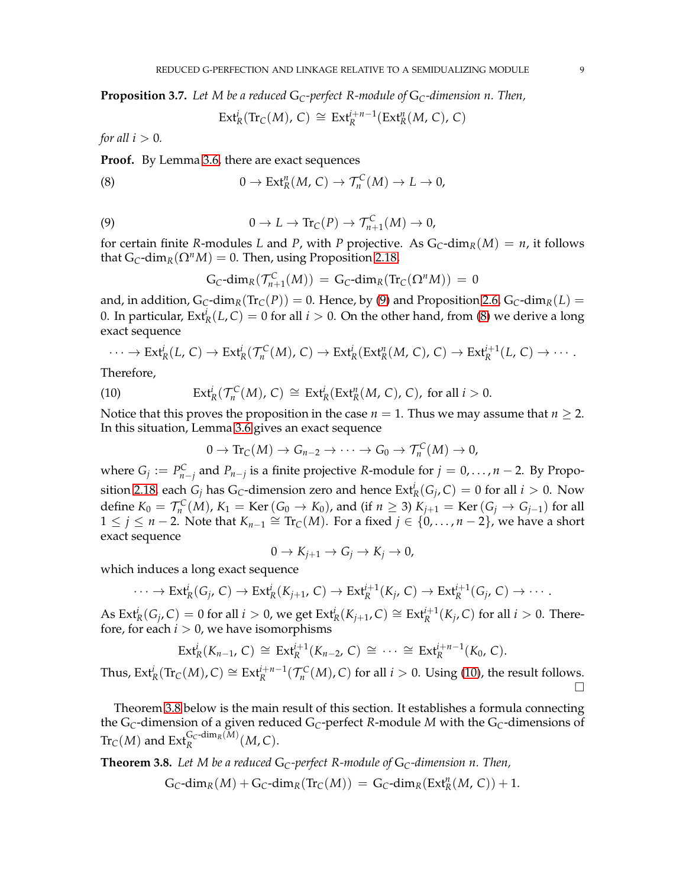**Proposition 3.7.** *Let $M$ be a reduced $\mathrm{G}_C$-perfect $R$-module of $\mathrm{G}_C$-dimension $n$. Then,*

$$\mathrm{Ext}_R^i(\mathrm{Tr}_C(M),\, C) \;\cong\; \mathrm{Ext}_R^{i+n-1}(\mathrm{Ext}_R^n(M,\, C),\, C)$$

*for all $i > 0$.*

**Proof.** By Lemma 3.6, there are exact sequences

$$0 \to \mathrm{Ext}_R^n(M,\, C) \to \mathcal{T}_n^C(M) \to L \to 0, \tag{8}$$

$$0 \to L \to \mathrm{Tr}_C(P) \to \mathcal{T}_{n+1}^C(M) \to 0, \tag{9}$$

for certain finite $R$-modules $L$ and $P$, with $P$ projective. As $\mathrm{G}_C\text{-dim}_R(M) = n$, it follows that $\mathrm{G}_C\text{-dim}_R(\Omega^n M) = 0$. Then, using Proposition 2.18,

$$\mathrm{G}_C\text{-dim}_R(\mathcal{T}_{n+1}^C(M)) \;=\; \mathrm{G}_C\text{-dim}_R(\mathrm{Tr}_C(\Omega^n M)) \;=\; 0$$

and, in addition, $\mathrm{G}_C\text{-dim}_R(\mathrm{Tr}_C(P)) = 0$. Hence, by (9) and Proposition 2.6, $\mathrm{G}_C\text{-dim}_R(L) = 0$. In particular, $\mathrm{Ext}_R^i(L, C) = 0$ for all $i > 0$. On the other hand, from (8) we derive a long exact sequence

$$\cdots \to \mathrm{Ext}_R^i(L,\, C) \to \mathrm{Ext}_R^i(\mathcal{T}_n^C(M),\, C) \to \mathrm{Ext}_R^i(\mathrm{Ext}_R^n(M,\, C),\, C) \to \mathrm{Ext}_R^{i+1}(L,\, C) \to \cdots.$$

Therefore,

$$\mathrm{Ext}_R^i(\mathcal{T}_n^C(M),\, C) \;\cong\; \mathrm{Ext}_R^i(\mathrm{Ext}_R^n(M,\, C),\, C), \text{ for all } i > 0. \tag{10}$$

Notice that this proves the proposition in the case $n = 1$. Thus we may assume that $n \geq 2$. In this situation, Lemma 3.6 gives an exact sequence

$$0 \to \mathrm{Tr}_C(M) \to G_{n-2} \to \cdots \to G_0 \to \mathcal{T}_n^C(M) \to 0,$$

where $G_j := P_{n-j}^C$ and $P_{n-j}$ is a finite projective $R$-module for $j = 0, \ldots, n-2$. By Proposition 2.18, each $G_j$ has $\mathrm{G}_C$-dimension zero and hence $\mathrm{Ext}_R^i(G_j, C) = 0$ for all $i > 0$. Now define $K_0 = \mathcal{T}_n^C(M)$, $K_1 = \mathrm{Ker}\,(G_0 \to K_0)$, and (if $n \geq 3$) $K_{j+1} = \mathrm{Ker}\,(G_j \to G_{j-1})$ for all $1 \leq j \leq n-2$. Note that $K_{n-1} \cong \mathrm{Tr}_C(M)$. For a fixed $j \in \{0, \ldots, n-2\}$, we have a short exact sequence

$$0 \to K_{j+1} \to G_j \to K_j \to 0,$$

which induces a long exact sequence

$$\cdots \to \mathrm{Ext}_R^i(G_j,\, C) \to \mathrm{Ext}_R^i(K_{j+1},\, C) \to \mathrm{Ext}_R^{i+1}(K_j,\, C) \to \mathrm{Ext}_R^{i+1}(G_j,\, C) \to \cdots.$$

As $\mathrm{Ext}_R^i(G_j, C) = 0$ for all $i > 0$, we get $\mathrm{Ext}_R^i(K_{j+1}, C) \cong \mathrm{Ext}_R^{i+1}(K_j, C)$ for all $i > 0$. Therefore, for each $i > 0$, we have isomorphisms

$$\mathrm{Ext}_R^i(K_{n-1},\, C) \;\cong\; \mathrm{Ext}_R^{i+1}(K_{n-2},\, C) \;\cong\; \cdots \;\cong\; \mathrm{Ext}_R^{i+n-1}(K_0,\, C).$$

Thus, $\mathrm{Ext}_R^i(\mathrm{Tr}_C(M), C) \cong \mathrm{Ext}_R^{i+n-1}(\mathcal{T}_n^C(M), C)$ for all $i > 0$. Using (10), the result follows. $\square$

Theorem 3.8 below is the main result of this section. It establishes a formula connecting the $\mathrm{G}_C$-dimension of a given reduced $\mathrm{G}_C$-perfect $R$-module $M$ with the $\mathrm{G}_C$-dimensions of $\mathrm{Tr}_C(M)$ and $\mathrm{Ext}_R^{\mathrm{G}_C\text{-dim}_R(M)}(M, C)$.

**Theorem 3.8.** *Let $M$ be a reduced $\mathrm{G}_C$-perfect $R$-module of $\mathrm{G}_C$-dimension $n$. Then,*

$$\mathrm{G}_C\text{-dim}_R(M) + \mathrm{G}_C\text{-dim}_R(\mathrm{Tr}_C(M)) \;=\; \mathrm{G}_C\text{-dim}_R(\mathrm{Ext}_R^n(M,\, C)) + 1.$$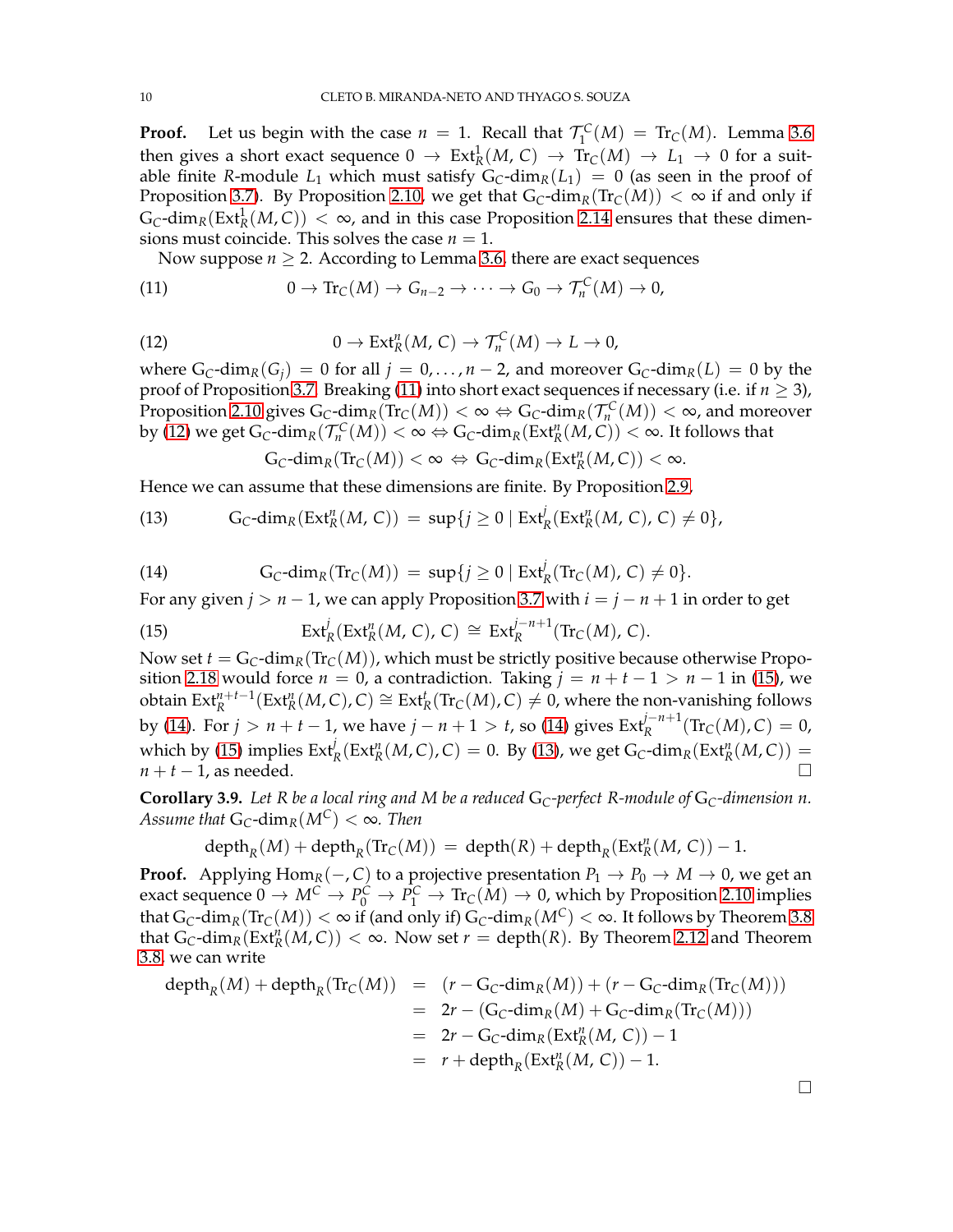**Proof.** Let us begin with the case $n = 1$. Recall that $\mathcal{T}_1^C(M) = \mathrm{Tr}_C(M)$. Lemma 3.6 then gives a short exact sequence $0 \to \mathrm{Ext}^1_R(M, C) \to \mathrm{Tr}_C(M) \to L_1 \to 0$ for a suitable finite $R$-module $L_1$ which must satisfy $\mathrm{G}_C\text{-}\mathrm{dim}_R(L_1) = 0$ (as seen in the proof of Proposition 3.7). By Proposition 2.10, we get that $\mathrm{G}_C\text{-}\mathrm{dim}_R(\mathrm{Tr}_C(M)) < \infty$ if and only if $\mathrm{G}_C\text{-}\mathrm{dim}_R(\mathrm{Ext}^1_R(M, C)) < \infty$, and in this case Proposition 2.14 ensures that these dimensions must coincide. This solves the case $n = 1$.

Now suppose $n \geq 2$. According to Lemma 3.6, there are exact sequences

$$0 \to \mathrm{Tr}_C(M) \to G_{n-2} \to \cdots \to G_0 \to \mathcal{T}_n^C(M) \to 0, \tag{11}$$

$$0 \to \mathrm{Ext}^n_R(M, C) \to \mathcal{T}_n^C(M) \to L \to 0, \tag{12}$$

where $\mathrm{G}_C\text{-}\mathrm{dim}_R(G_j) = 0$ for all $j = 0, \ldots, n-2$, and moreover $\mathrm{G}_C\text{-}\mathrm{dim}_R(L) = 0$ by the proof of Proposition 3.7. Breaking (11) into short exact sequences if necessary (i.e. if $n \geq 3$), Proposition 2.10 gives $\mathrm{G}_C\text{-}\mathrm{dim}_R(\mathrm{Tr}_C(M)) < \infty \Leftrightarrow \mathrm{G}_C\text{-}\mathrm{dim}_R(\mathcal{T}_n^C(M)) < \infty$, and moreover by (12) we get $\mathrm{G}_C\text{-}\mathrm{dim}_R(\mathcal{T}_n^C(M)) < \infty \Leftrightarrow \mathrm{G}_C\text{-}\mathrm{dim}_R(\mathrm{Ext}^n_R(M, C)) < \infty$. It follows that

$$\mathrm{G}_C\text{-}\mathrm{dim}_R(\mathrm{Tr}_C(M)) < \infty \;\Leftrightarrow\; \mathrm{G}_C\text{-}\mathrm{dim}_R(\mathrm{Ext}^n_R(M, C)) < \infty.$$

Hence we can assume that these dimensions are finite. By Proposition 2.9,

$$\mathrm{G}_C\text{-}\mathrm{dim}_R(\mathrm{Ext}^n_R(M, C)) \;=\; \sup\{j \geq 0 \mid \mathrm{Ext}^j_R(\mathrm{Ext}^n_R(M, C), C) \neq 0\}, \tag{13}$$

$$\mathrm{G}_C\text{-}\mathrm{dim}_R(\mathrm{Tr}_C(M)) \;=\; \sup\{j \geq 0 \mid \mathrm{Ext}^j_R(\mathrm{Tr}_C(M), C) \neq 0\}. \tag{14}$$

For any given $j > n-1$, we can apply Proposition 3.7 with $i = j - n + 1$ in order to get

$$\mathrm{Ext}^j_R(\mathrm{Ext}^n_R(M, C), C) \;\cong\; \mathrm{Ext}^{j-n+1}_R(\mathrm{Tr}_C(M), C). \tag{15}$$

Now set $t = \mathrm{G}_C\text{-}\mathrm{dim}_R(\mathrm{Tr}_C(M))$, which must be strictly positive because otherwise Proposition 2.18 would force $n = 0$, a contradiction. Taking $j = n + t - 1 > n - 1$ in (15), we obtain $\mathrm{Ext}^{n+t-1}_R(\mathrm{Ext}^n_R(M, C), C) \cong \mathrm{Ext}^t_R(\mathrm{Tr}_C(M), C) \neq 0$, where the non-vanishing follows by (14). For $j > n + t - 1$, we have $j - n + 1 > t$, so (14) gives $\mathrm{Ext}^{j-n+1}_R(\mathrm{Tr}_C(M), C) = 0$, which by (15) implies $\mathrm{Ext}^j_R(\mathrm{Ext}^n_R(M, C), C) = 0$. By (13), we get $\mathrm{G}_C\text{-}\mathrm{dim}_R(\mathrm{Ext}^n_R(M, C)) = n + t - 1$, as needed. □

**Corollary 3.9.** *Let $R$ be a local ring and $M$ be a reduced $\mathrm{G}_C$-perfect $R$-module of $\mathrm{G}_C$-dimension $n$. Assume that $\mathrm{G}_C\text{-}\mathrm{dim}_R(M^C) < \infty$. Then*

$$\mathrm{depth}_R(M) + \mathrm{depth}_R(\mathrm{Tr}_C(M)) \;=\; \mathrm{depth}(R) + \mathrm{depth}_R(\mathrm{Ext}^n_R(M, C)) - 1.$$

**Proof.** Applying $\mathrm{Hom}_R(-, C)$ to a projective presentation $P_1 \to P_0 \to M \to 0$, we get an exact sequence $0 \to M^C \to P_0^C \to P_1^C \to \mathrm{Tr}_C(M) \to 0$, which by Proposition 2.10 implies that $\mathrm{G}_C\text{-}\mathrm{dim}_R(\mathrm{Tr}_C(M)) < \infty$ if (and only if) $\mathrm{G}_C\text{-}\mathrm{dim}_R(M^C) < \infty$. It follows by Theorem 3.8 that $\mathrm{G}_C\text{-}\mathrm{dim}_R(\mathrm{Ext}^n_R(M, C)) < \infty$. Now set $r = \mathrm{depth}(R)$. By Theorem 2.12 and Theorem 3.8, we can write

$$\begin{aligned}
\mathrm{depth}_R(M) + \mathrm{depth}_R(\mathrm{Tr}_C(M)) &= (r - \mathrm{G}_C\text{-}\mathrm{dim}_R(M)) + (r - \mathrm{G}_C\text{-}\mathrm{dim}_R(\mathrm{Tr}_C(M))) \\
&= 2r - (\mathrm{G}_C\text{-}\mathrm{dim}_R(M) + \mathrm{G}_C\text{-}\mathrm{dim}_R(\mathrm{Tr}_C(M))) \\
&= 2r - \mathrm{G}_C\text{-}\mathrm{dim}_R(\mathrm{Ext}^n_R(M, C)) - 1 \\
&= r + \mathrm{depth}_R(\mathrm{Ext}^n_R(M, C)) - 1.
\end{aligned}$$

□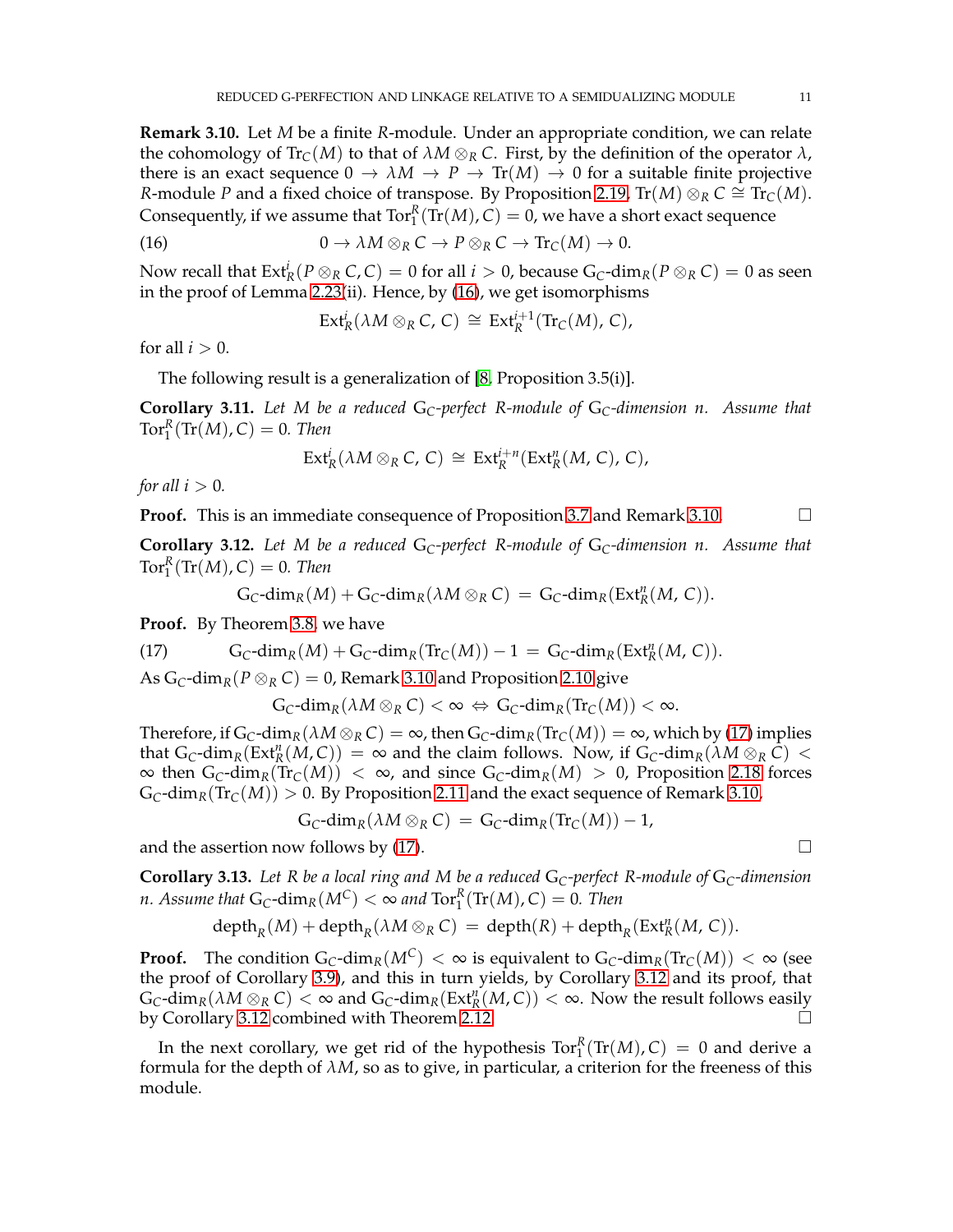**Remark 3.10.** Let $M$ be a finite $R$-module. Under an appropriate condition, we can relate the cohomology of $\mathrm{Tr}_C(M)$ to that of $\lambda M \otimes_R C$. First, by the definition of the operator $\lambda$, there is an exact sequence $0 \to \lambda M \to P \to \mathrm{Tr}(M) \to 0$ for a suitable finite projective $R$-module $P$ and a fixed choice of transpose. By Proposition 2.19, $\mathrm{Tr}(M) \otimes_R C \cong \mathrm{Tr}_C(M)$. Consequently, if we assume that $\mathrm{Tor}_1^R(\mathrm{Tr}(M), C) = 0$, we have a short exact sequence

$$0 \to \lambda M \otimes_R C \to P \otimes_R C \to \mathrm{Tr}_C(M) \to 0. \tag{16}$$

Now recall that $\mathrm{Ext}^i_R(P \otimes_R C, C) = 0$ for all $i > 0$, because $\mathrm{G}_C\text{-}\dim_R(P \otimes_R C) = 0$ as seen in the proof of Lemma 2.23(ii). Hence, by (16), we get isomorphisms

$$\mathrm{Ext}^i_R(\lambda M \otimes_R C,\, C) \;\cong\; \mathrm{Ext}^{i+1}_R(\mathrm{Tr}_C(M),\, C),$$

for all $i > 0$.

The following result is a generalization of [8, Proposition 3.5(i)].

**Corollary 3.11.** *Let $M$ be a reduced $\mathrm{G}_C$-perfect $R$-module of $\mathrm{G}_C$-dimension $n$. Assume that $\mathrm{Tor}_1^R(\mathrm{Tr}(M), C) = 0$. Then*

$$\mathrm{Ext}^i_R(\lambda M \otimes_R C,\, C) \;\cong\; \mathrm{Ext}^{i+n}_R(\mathrm{Ext}^n_R(M,\, C),\, C),$$

*for all $i > 0$.*

**Proof.** This is an immediate consequence of Proposition 3.7 and Remark 3.10. □

**Corollary 3.12.** *Let $M$ be a reduced $\mathrm{G}_C$-perfect $R$-module of $\mathrm{G}_C$-dimension $n$. Assume that $\mathrm{Tor}_1^R(\mathrm{Tr}(M), C) = 0$. Then*

$$\mathrm{G}_C\text{-}\dim_R(M) + \mathrm{G}_C\text{-}\dim_R(\lambda M \otimes_R C) \;=\; \mathrm{G}_C\text{-}\dim_R(\mathrm{Ext}^n_R(M,\, C)).$$

**Proof.** By Theorem 3.8, we have

$$\mathrm{G}_C\text{-}\dim_R(M) + \mathrm{G}_C\text{-}\dim_R(\mathrm{Tr}_C(M)) - 1 \;=\; \mathrm{G}_C\text{-}\dim_R(\mathrm{Ext}^n_R(M,\, C)). \tag{17}$$

As $\mathrm{G}_C\text{-}\dim_R(P \otimes_R C) = 0$, Remark 3.10 and Proposition 2.10 give

$$\mathrm{G}_C\text{-}\dim_R(\lambda M \otimes_R C) < \infty \;\Leftrightarrow\; \mathrm{G}_C\text{-}\dim_R(\mathrm{Tr}_C(M)) < \infty.$$

Therefore, if $\mathrm{G}_C\text{-}\dim_R(\lambda M \otimes_R C) = \infty$, then $\mathrm{G}_C\text{-}\dim_R(\mathrm{Tr}_C(M)) = \infty$, which by (17) implies that $\mathrm{G}_C\text{-}\dim_R(\mathrm{Ext}^n_R(M, C)) = \infty$ and the claim follows. Now, if $\mathrm{G}_C\text{-}\dim_R(\lambda M \otimes_R C) < \infty$ then $\mathrm{G}_C\text{-}\dim_R(\mathrm{Tr}_C(M)) < \infty$, and since $\mathrm{G}_C\text{-}\dim_R(M) > 0$, Proposition 2.18 forces $\mathrm{G}_C\text{-}\dim_R(\mathrm{Tr}_C(M)) > 0$. By Proposition 2.11 and the exact sequence of Remark 3.10,

$$\mathrm{G}_C\text{-}\dim_R(\lambda M \otimes_R C) \;=\; \mathrm{G}_C\text{-}\dim_R(\mathrm{Tr}_C(M)) - 1,$$

and the assertion now follows by (17). □

**Corollary 3.13.** *Let $R$ be a local ring and $M$ be a reduced $\mathrm{G}_C$-perfect $R$-module of $\mathrm{G}_C$-dimension $n$. Assume that $\mathrm{G}_C\text{-}\dim_R(M^C) < \infty$ and $\mathrm{Tor}_1^R(\mathrm{Tr}(M), C) = 0$. Then*

$$\mathrm{depth}_R(M) + \mathrm{depth}_R(\lambda M \otimes_R C) \;=\; \mathrm{depth}(R) + \mathrm{depth}_R(\mathrm{Ext}^n_R(M,\, C)).$$

**Proof.** The condition $\mathrm{G}_C\text{-}\dim_R(M^C) < \infty$ is equivalent to $\mathrm{G}_C\text{-}\dim_R(\mathrm{Tr}_C(M)) < \infty$ (see the proof of Corollary 3.9), and this in turn yields, by Corollary 3.12 and its proof, that $\mathrm{G}_C\text{-}\dim_R(\lambda M \otimes_R C) < \infty$ and $\mathrm{G}_C\text{-}\dim_R(\mathrm{Ext}^n_R(M, C)) < \infty$. Now the result follows easily by Corollary 3.12 combined with Theorem 2.12. □

In the next corollary, we get rid of the hypothesis $\mathrm{Tor}_1^R(\mathrm{Tr}(M), C) = 0$ and derive a formula for the depth of $\lambda M$, so as to give, in particular, a criterion for the freeness of this module.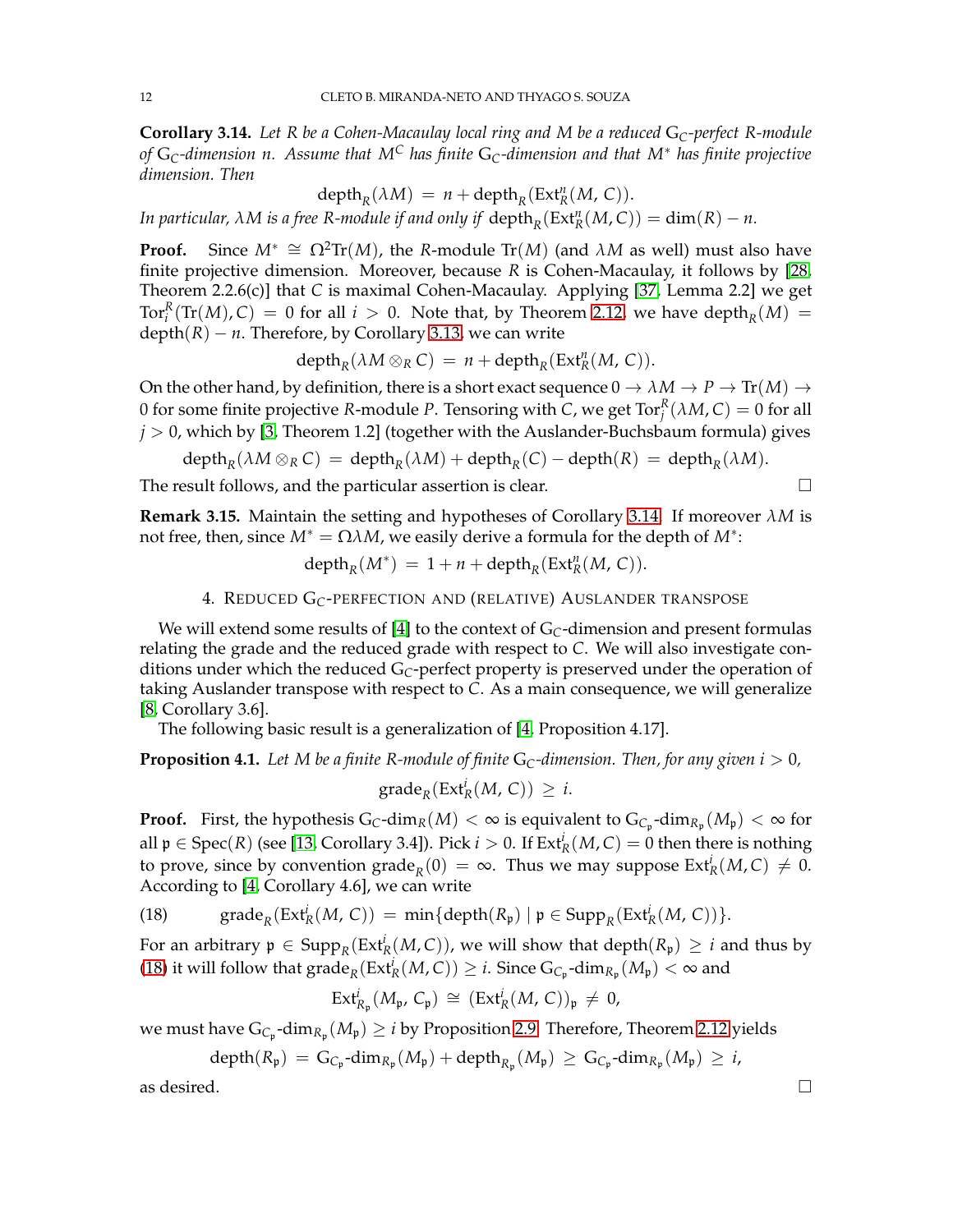**Corollary 3.14.** *Let $R$ be a Cohen-Macaulay local ring and $M$ be a reduced $\mathrm{G}_C$-perfect $R$-module of $\mathrm{G}_C$-dimension $n$. Assume that $M^C$ has finite $\mathrm{G}_C$-dimension and that $M^*$ has finite projective dimension. Then*

$$\mathrm{depth}_R(\lambda M) \;=\; n + \mathrm{depth}_R(\mathrm{Ext}^n_R(M,\, C)).$$

*In particular, $\lambda M$ is a free $R$-module if and only if $\mathrm{depth}_R(\mathrm{Ext}^n_R(M, C)) = \dim(R) - n$.*

**Proof.** Since $M^* \cong \Omega^2\mathrm{Tr}(M)$, the $R$-module $\mathrm{Tr}(M)$ (and $\lambda M$ as well) must also have finite projective dimension. Moreover, because $R$ is Cohen-Macaulay, it follows by [28, Theorem 2.2.6(c)] that $C$ is maximal Cohen-Macaulay. Applying [37, Lemma 2.2] we get $\mathrm{Tor}^R_i(\mathrm{Tr}(M), C) = 0$ for all $i > 0$. Note that, by Theorem 2.12, we have $\mathrm{depth}_R(M) = \mathrm{depth}(R) - n$. Therefore, by Corollary 3.13, we can write

$$\mathrm{depth}_R(\lambda M \otimes_R C) \;=\; n + \mathrm{depth}_R(\mathrm{Ext}^n_R(M,\, C)).$$

On the other hand, by definition, there is a short exact sequence $0 \to \lambda M \to P \to \mathrm{Tr}(M) \to 0$ for some finite projective $R$-module $P$. Tensoring with $C$, we get $\mathrm{Tor}^R_j(\lambda M, C) = 0$ for all $j > 0$, which by [3, Theorem 1.2] (together with the Auslander-Buchsbaum formula) gives

$$\mathrm{depth}_R(\lambda M \otimes_R C) \;=\; \mathrm{depth}_R(\lambda M) + \mathrm{depth}_R(C) - \mathrm{depth}(R) \;=\; \mathrm{depth}_R(\lambda M).$$

The result follows, and the particular assertion is clear. □

**Remark 3.15.** Maintain the setting and hypotheses of Corollary 3.14. If moreover $\lambda M$ is not free, then, since $M^* = \Omega\lambda M$, we easily derive a formula for the depth of $M^*$:

$$\mathrm{depth}_R(M^*) \;=\; 1 + n + \mathrm{depth}_R(\mathrm{Ext}^n_R(M,\, C)).$$

## 4. Reduced $\mathrm{G}_C$-perfection and (relative) Auslander transpose

We will extend some results of [4] to the context of $\mathrm{G}_C$-dimension and present formulas relating the grade and the reduced grade with respect to $C$. We will also investigate conditions under which the reduced $\mathrm{G}_C$-perfect property is preserved under the operation of taking Auslander transpose with respect to $C$. As a main consequence, we will generalize [8, Corollary 3.6].

The following basic result is a generalization of [4, Proposition 4.17].

**Proposition 4.1.** *Let $M$ be a finite $R$-module of finite $\mathrm{G}_C$-dimension. Then, for any given $i > 0$,*

$$\mathrm{grade}_R(\mathrm{Ext}^i_R(M,\, C)) \;\geq\; i.$$

**Proof.** First, the hypothesis $\mathrm{G}_C\text{-}\mathrm{dim}_R(M) < \infty$ is equivalent to $\mathrm{G}_{C_\mathfrak{p}}\text{-}\mathrm{dim}_{R_\mathfrak{p}}(M_\mathfrak{p}) < \infty$ for all $\mathfrak{p} \in \mathrm{Spec}(R)$ (see [13, Corollary 3.4]). Pick $i > 0$. If $\mathrm{Ext}^i_R(M, C) = 0$ then there is nothing to prove, since by convention $\mathrm{grade}_R(0) = \infty$. Thus we may suppose $\mathrm{Ext}^i_R(M, C) \neq 0$. According to [4, Corollary 4.6], we can write

$$\mathrm{grade}_R(\mathrm{Ext}^i_R(M,\, C)) \;=\; \min\{\mathrm{depth}(R_\mathfrak{p}) \mid \mathfrak{p} \in \mathrm{Supp}_R(\mathrm{Ext}^i_R(M,\, C))\}. \tag{18}$$

For an arbitrary $\mathfrak{p} \in \mathrm{Supp}_R(\mathrm{Ext}^i_R(M, C))$, we will show that $\mathrm{depth}(R_\mathfrak{p}) \geq i$ and thus by (18) it will follow that $\mathrm{grade}_R(\mathrm{Ext}^i_R(M, C)) \geq i$. Since $\mathrm{G}_{C_\mathfrak{p}}\text{-}\mathrm{dim}_{R_\mathfrak{p}}(M_\mathfrak{p}) < \infty$ and

$$\mathrm{Ext}^i_{R_\mathfrak{p}}(M_\mathfrak{p},\, C_\mathfrak{p}) \;\cong\; (\mathrm{Ext}^i_R(M,\, C))_\mathfrak{p} \;\neq\; 0,$$

we must have $\mathrm{G}_{C_\mathfrak{p}}\text{-}\mathrm{dim}_{R_\mathfrak{p}}(M_\mathfrak{p}) \geq i$ by Proposition 2.9. Therefore, Theorem 2.12 yields

$$\mathrm{depth}(R_\mathfrak{p}) \;=\; \mathrm{G}_{C_\mathfrak{p}}\text{-}\mathrm{dim}_{R_\mathfrak{p}}(M_\mathfrak{p}) + \mathrm{depth}_{R_\mathfrak{p}}(M_\mathfrak{p}) \;\geq\; \mathrm{G}_{C_\mathfrak{p}}\text{-}\mathrm{dim}_{R_\mathfrak{p}}(M_\mathfrak{p}) \;\geq\; i,$$

as desired. □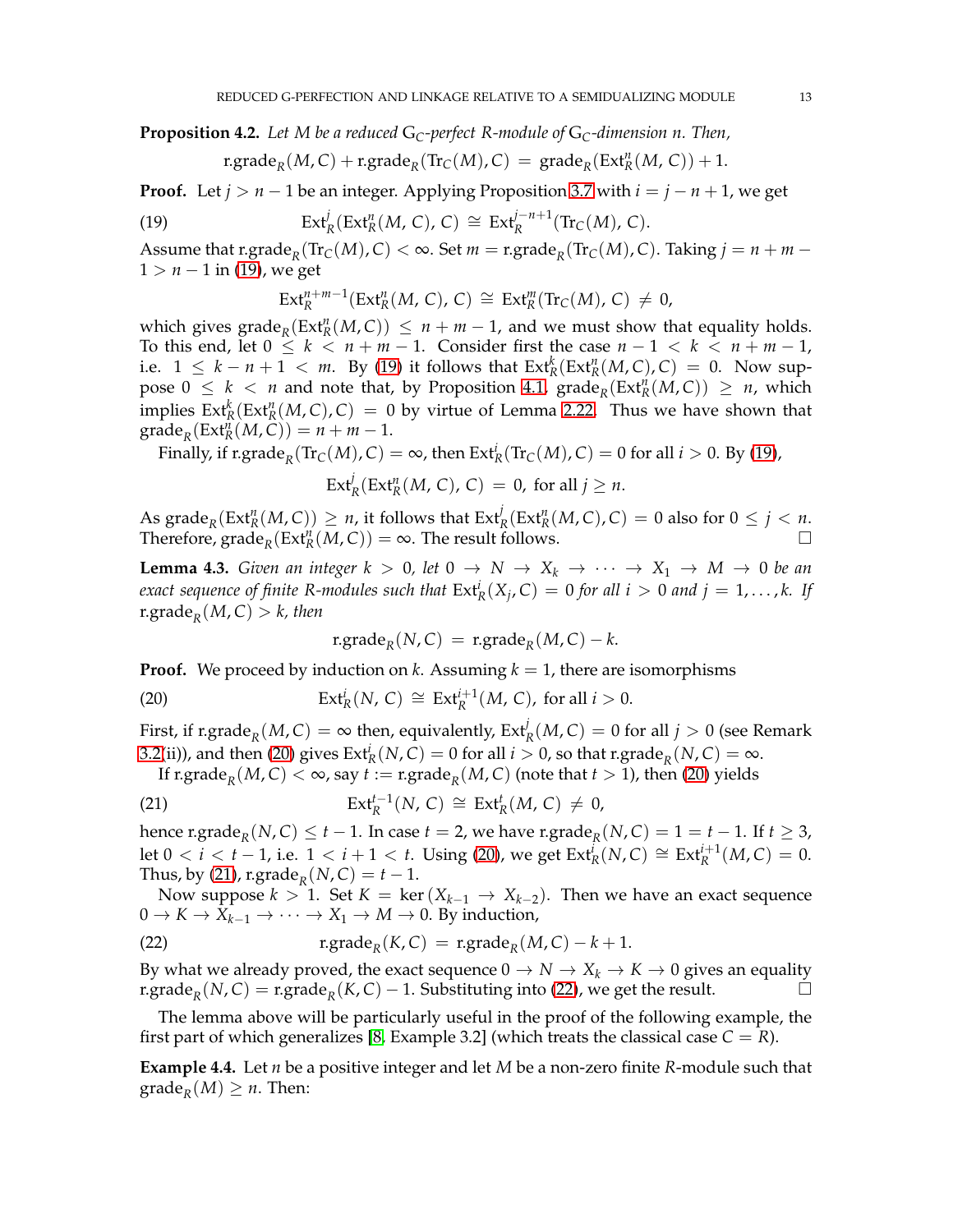**Proposition 4.2.** *Let $M$ be a reduced $\mathrm{G}_C$-perfect $R$-module of $\mathrm{G}_C$-dimension $n$. Then,*

$$\mathrm{r.grade}_R(M, C) + \mathrm{r.grade}_R(\mathrm{Tr}_C(M), C) \;=\; \mathrm{grade}_R(\mathrm{Ext}^n_R(M,\, C)) + 1.$$

**Proof.** Let $j > n-1$ be an integer. Applying Proposition 3.7 with $i = j - n + 1$, we get

$$\mathrm{Ext}^j_R(\mathrm{Ext}^n_R(M,\, C),\, C) \;\cong\; \mathrm{Ext}^{j-n+1}_R(\mathrm{Tr}_C(M),\, C). \tag{19}$$

Assume that $\mathrm{r.grade}_R(\mathrm{Tr}_C(M), C) < \infty$. Set $m = \mathrm{r.grade}_R(\mathrm{Tr}_C(M), C)$. Taking $j = n + m - 1 > n - 1$ in (19), we get

$$\mathrm{Ext}^{n+m-1}_R(\mathrm{Ext}^n_R(M,\, C),\, C) \;\cong\; \mathrm{Ext}^m_R(\mathrm{Tr}_C(M),\, C) \;\neq\; 0,$$

which gives $\mathrm{grade}_R(\mathrm{Ext}^n_R(M, C)) \leq n + m - 1$, and we must show that equality holds. To this end, let $0 \leq k < n + m - 1$. Consider first the case $n - 1 < k < n + m - 1$, i.e. $1 \leq k - n + 1 < m$. By (19) it follows that $\mathrm{Ext}^k_R(\mathrm{Ext}^n_R(M, C), C) = 0$. Now suppose $0 \leq k < n$ and note that, by Proposition 4.1, $\mathrm{grade}_R(\mathrm{Ext}^n_R(M, C)) \geq n$, which implies $\mathrm{Ext}^k_R(\mathrm{Ext}^n_R(M, C), C) = 0$ by virtue of Lemma 2.22. Thus we have shown that $\mathrm{grade}_R(\mathrm{Ext}^n_R(M, C)) = n + m - 1$.

Finally, if $\mathrm{r.grade}_R(\mathrm{Tr}_C(M), C) = \infty$, then $\mathrm{Ext}^i_R(\mathrm{Tr}_C(M), C) = 0$ for all $i > 0$. By (19),

$$\mathrm{Ext}^j_R(\mathrm{Ext}^n_R(M,\, C),\, C) \;=\; 0, \text{ for all } j \geq n.$$

As $\mathrm{grade}_R(\mathrm{Ext}^n_R(M, C)) \geq n$, it follows that $\mathrm{Ext}^j_R(\mathrm{Ext}^n_R(M, C), C) = 0$ also for $0 \leq j < n$. Therefore, $\mathrm{grade}_R(\mathrm{Ext}^n_R(M, C)) = \infty$. The result follows. $\square$

**Lemma 4.3.** *Given an integer $k > 0$, let $0 \to N \to X_k \to \cdots \to X_1 \to M \to 0$ be an exact sequence of finite $R$-modules such that $\mathrm{Ext}^i_R(X_j, C) = 0$ for all $i > 0$ and $j = 1, \ldots, k$. If $\mathrm{r.grade}_R(M, C) > k$, then*

$$\mathrm{r.grade}_R(N, C) \;=\; \mathrm{r.grade}_R(M, C) - k.$$

**Proof.** We proceed by induction on $k$. Assuming $k = 1$, there are isomorphisms

$$\mathrm{Ext}^i_R(N,\, C) \;\cong\; \mathrm{Ext}^{i+1}_R(M,\, C), \text{ for all } i > 0. \tag{20}$$

First, if $\mathrm{r.grade}_R(M, C) = \infty$ then, equivalently, $\mathrm{Ext}^j_R(M, C) = 0$ for all $j > 0$ (see Remark 3.2(ii)), and then (20) gives $\mathrm{Ext}^i_R(N, C) = 0$ for all $i > 0$, so that $\mathrm{r.grade}_R(N, C) = \infty$.

If $\mathrm{r.grade}_R(M, C) < \infty$, say $t := \mathrm{r.grade}_R(M, C)$ (note that $t > 1$), then (20) yields

$$\mathrm{Ext}^{t-1}_R(N,\, C) \;\cong\; \mathrm{Ext}^t_R(M,\, C) \;\neq\; 0, \tag{21}$$

hence $\mathrm{r.grade}_R(N, C) \leq t - 1$. In case $t = 2$, we have $\mathrm{r.grade}_R(N, C) = 1 = t - 1$. If $t \geq 3$, let $0 < i < t - 1$, i.e. $1 < i + 1 < t$. Using (20), we get $\mathrm{Ext}^i_R(N, C) \cong \mathrm{Ext}^{i+1}_R(M, C) = 0$. Thus, by (21), $\mathrm{r.grade}_R(N, C) = t - 1$.

Now suppose $k > 1$. Set $K = \ker(X_{k-1} \to X_{k-2})$. Then we have an exact sequence $0 \to K \to X_{k-1} \to \cdots \to X_1 \to M \to 0$. By induction,

$$\mathrm{r.grade}_R(K, C) \;=\; \mathrm{r.grade}_R(M, C) - k + 1. \tag{22}$$

By what we already proved, the exact sequence $0 \to N \to X_k \to K \to 0$ gives an equality $\mathrm{r.grade}_R(N, C) = \mathrm{r.grade}_R(K, C) - 1$. Substituting into (22), we get the result. $\square$

The lemma above will be particularly useful in the proof of the following example, the first part of which generalizes [8, Example 3.2] (which treats the classical case $C = R$).

**Example 4.4.** Let $n$ be a positive integer and let $M$ be a non-zero finite $R$-module such that $\mathrm{grade}_R(M) \geq n$. Then: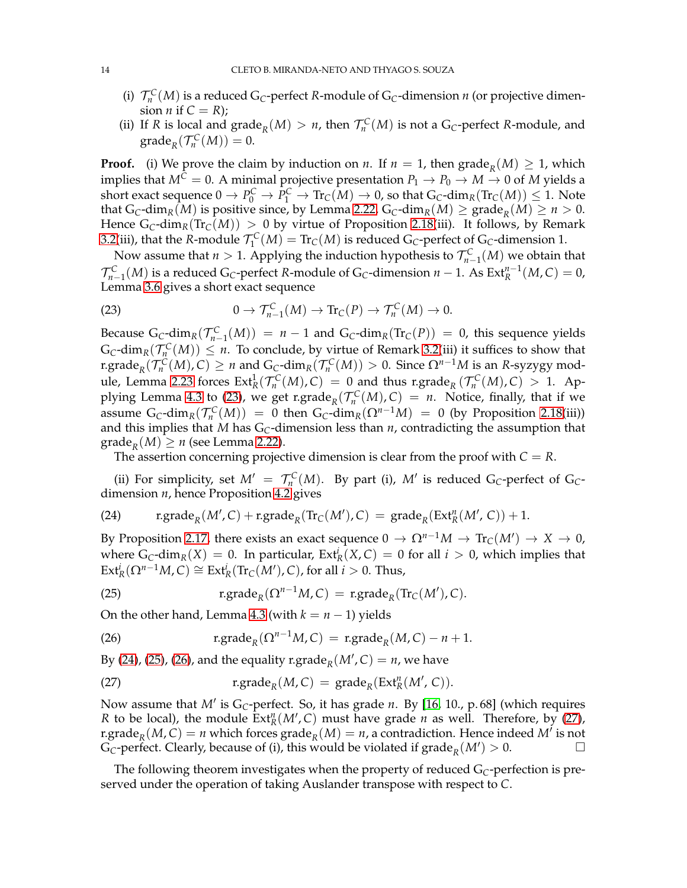(i) $\mathcal{T}_n^C(M)$ is a reduced $\mathrm{G}_C$-perfect $R$-module of $\mathrm{G}_C$-dimension $n$ (or projective dimension $n$ if $C = R$);

(ii) If $R$ is local and $\mathrm{grade}_R(M) > n$, then $\mathcal{T}_n^C(M)$ is not a $\mathrm{G}_C$-perfect $R$-module, and $\mathrm{grade}_R(\mathcal{T}_n^C(M)) = 0$.

**Proof.** (i) We prove the claim by induction on $n$. If $n = 1$, then $\mathrm{grade}_R(M) \geq 1$, which implies that $M^C = 0$. A minimal projective presentation $P_1 \to P_0 \to M \to 0$ of $M$ yields a short exact sequence $0 \to P_0^C \to P_1^C \to \mathrm{Tr}_C(M) \to 0$, so that $\mathrm{G}_C\text{-}\dim_R(\mathrm{Tr}_C(M)) \leq 1$. Note that $\mathrm{G}_C\text{-}\dim_R(M)$ is positive since, by Lemma 2.22, $\mathrm{G}_C\text{-}\dim_R(M) \geq \mathrm{grade}_R(M) \geq n > 0$. Hence $\mathrm{G}_C\text{-}\dim_R(\mathrm{Tr}_C(M)) > 0$ by virtue of Proposition 2.18(iii). It follows, by Remark 3.2(iii), that the $R$-module $\mathcal{T}_1^C(M) = \mathrm{Tr}_C(M)$ is reduced $\mathrm{G}_C$-perfect of $\mathrm{G}_C$-dimension 1.

Now assume that $n > 1$. Applying the induction hypothesis to $\mathcal{T}_{n-1}^C(M)$ we obtain that $\mathcal{T}_{n-1}^C(M)$ is a reduced $\mathrm{G}_C$-perfect $R$-module of $\mathrm{G}_C$-dimension $n-1$. As $\mathrm{Ext}_R^{n-1}(M, C) = 0$, Lemma 3.6 gives a short exact sequence

$$0 \to \mathcal{T}_{n-1}^C(M) \to \mathrm{Tr}_C(P) \to \mathcal{T}_n^C(M) \to 0. \tag{23}$$

Because $\mathrm{G}_C\text{-}\dim_R(\mathcal{T}_{n-1}^C(M)) = n-1$ and $\mathrm{G}_C\text{-}\dim_R(\mathrm{Tr}_C(P)) = 0$, this sequence yields $\mathrm{G}_C\text{-}\dim_R(\mathcal{T}_n^C(M)) \leq n$. To conclude, by virtue of Remark 3.2(iii) it suffices to show that $\mathrm{r.grade}_R(\mathcal{T}_n^C(M), C) \geq n$ and $\mathrm{G}_C\text{-}\dim_R(\mathcal{T}_n^C(M)) > 0$. Since $\Omega^{n-1}M$ is an $R$-syzygy module, Lemma 2.23 forces $\mathrm{Ext}_R^1(\mathcal{T}_n^C(M), C) = 0$ and thus $\mathrm{r.grade}_R(\mathcal{T}_n^C(M), C) > 1$. Applying Lemma 4.3 to (23), we get $\mathrm{r.grade}_R(\mathcal{T}_n^C(M), C) = n$. Notice, finally, that if we assume $\mathrm{G}_C\text{-}\dim_R(\mathcal{T}_n^C(M)) = 0$ then $\mathrm{G}_C\text{-}\dim_R(\Omega^{n-1}M) = 0$ (by Proposition 2.18(iii)) and this implies that $M$ has $\mathrm{G}_C$-dimension less than $n$, contradicting the assumption that $\mathrm{grade}_R(M) \geq n$ (see Lemma 2.22).

The assertion concerning projective dimension is clear from the proof with $C = R$.

(ii) For simplicity, set $M' = \mathcal{T}_n^C(M)$. By part (i), $M'$ is reduced $\mathrm{G}_C$-perfect of $\mathrm{G}_C$-dimension $n$, hence Proposition 4.2 gives

$$\mathrm{r.grade}_R(M', C) + \mathrm{r.grade}_R(\mathrm{Tr}_C(M'), C) = \mathrm{grade}_R(\mathrm{Ext}_R^n(M', C)) + 1. \tag{24}$$

By Proposition 2.17, there exists an exact sequence $0 \to \Omega^{n-1}M \to \mathrm{Tr}_C(M') \to X \to 0$, where $\mathrm{G}_C\text{-}\dim_R(X) = 0$. In particular, $\mathrm{Ext}_R^i(X, C) = 0$ for all $i > 0$, which implies that $\mathrm{Ext}_R^i(\Omega^{n-1}M, C) \cong \mathrm{Ext}_R^i(\mathrm{Tr}_C(M'), C)$, for all $i > 0$. Thus,

$$\mathrm{r.grade}_R(\Omega^{n-1}M, C) = \mathrm{r.grade}_R(\mathrm{Tr}_C(M'), C). \tag{25}$$

On the other hand, Lemma 4.3 (with $k = n-1$) yields

$$\mathrm{r.grade}_R(\Omega^{n-1}M, C) = \mathrm{r.grade}_R(M, C) - n + 1. \tag{26}$$

By (24), (25), (26), and the equality $\mathrm{r.grade}_R(M', C) = n$, we have

$$\mathrm{r.grade}_R(M, C) = \mathrm{grade}_R(\mathrm{Ext}_R^n(M', C)). \tag{27}$$

Now assume that $M'$ is $\mathrm{G}_C$-perfect. So, it has grade $n$. By [16, 10., p. 68] (which requires $R$ to be local), the module $\mathrm{Ext}_R^n(M', C)$ must have grade $n$ as well. Therefore, by (27), $\mathrm{r.grade}_R(M, C) = n$ which forces $\mathrm{grade}_R(M) = n$, a contradiction. Hence indeed $M'$ is not $\mathrm{G}_C$-perfect. Clearly, because of (i), this would be violated if $\mathrm{grade}_R(M') > 0$. $\square$

The following theorem investigates when the property of reduced $\mathrm{G}_C$-perfection is preserved under the operation of taking Auslander transpose with respect to $C$.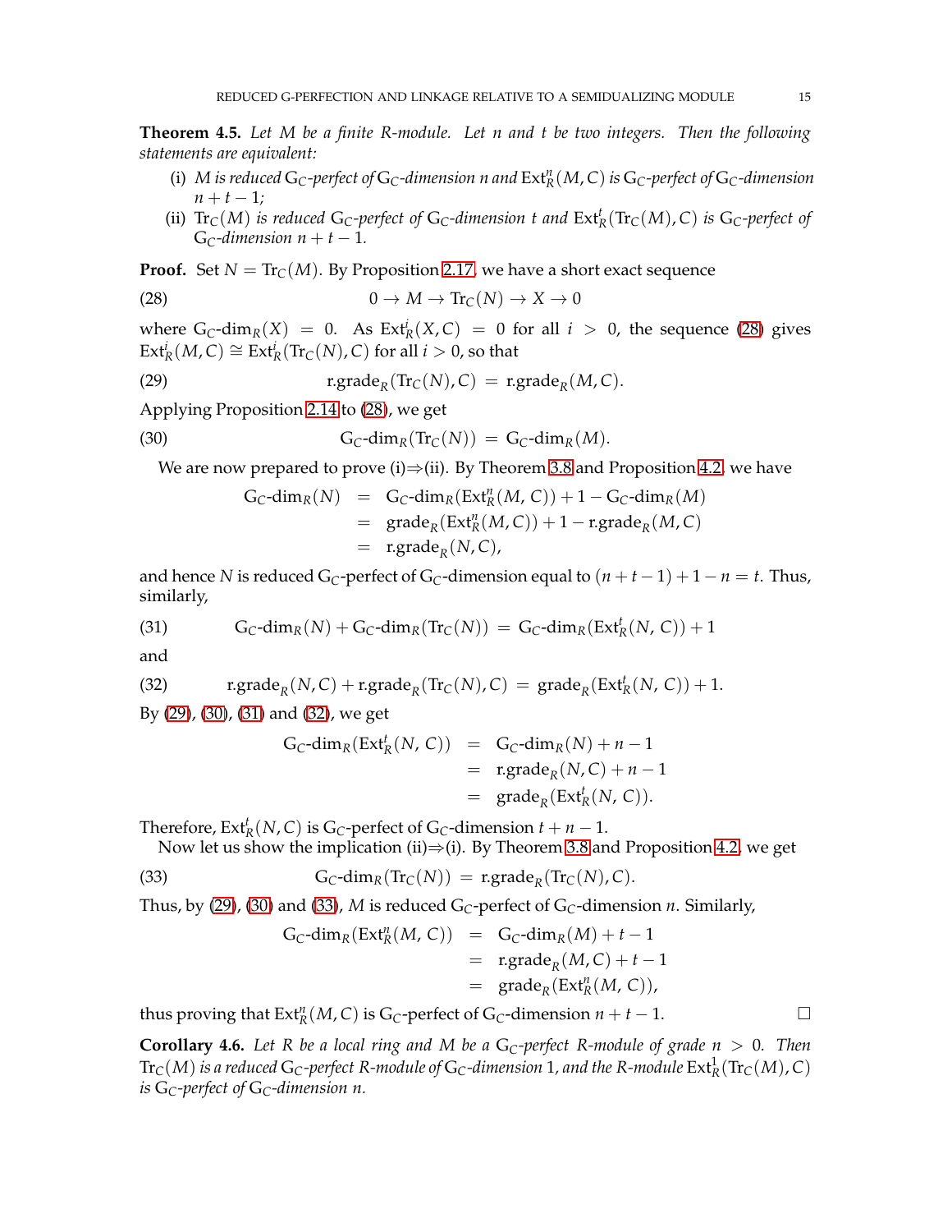**Theorem 4.5.** *Let $M$ be a finite $R$-module. Let $n$ and $t$ be two integers. Then the following statements are equivalent:*

(i) *$M$ is reduced $\mathrm{G}_C$-perfect of $\mathrm{G}_C$-dimension $n$ and $\mathrm{Ext}^n_R(M,C)$ is $\mathrm{G}_C$-perfect of $\mathrm{G}_C$-dimension $n+t-1$;*

(ii) *$\mathrm{Tr}_C(M)$ is reduced $\mathrm{G}_C$-perfect of $\mathrm{G}_C$-dimension $t$ and $\mathrm{Ext}^t_R(\mathrm{Tr}_C(M),C)$ is $\mathrm{G}_C$-perfect of $\mathrm{G}_C$-dimension $n+t-1$.*

**Proof.** Set $N = \mathrm{Tr}_C(M)$. By Proposition 2.17, we have a short exact sequence

$$0 \to M \to \mathrm{Tr}_C(N) \to X \to 0 \tag{28}$$

where $\mathrm{G}_C\text{-}\dim_R(X) = 0$. As $\mathrm{Ext}^i_R(X,C) = 0$ for all $i > 0$, the sequence (28) gives $\mathrm{Ext}^i_R(M,C) \cong \mathrm{Ext}^i_R(\mathrm{Tr}_C(N),C)$ for all $i > 0$, so that

$$\mathrm{r.grade}_R(\mathrm{Tr}_C(N),C) = \mathrm{r.grade}_R(M,C). \tag{29}$$

Applying Proposition 2.14 to (28), we get

$$\mathrm{G}_C\text{-}\dim_R(\mathrm{Tr}_C(N)) = \mathrm{G}_C\text{-}\dim_R(M). \tag{30}$$

We are now prepared to prove (i)⇒(ii). By Theorem 3.8 and Proposition 4.2, we have

$$\begin{aligned}
\mathrm{G}_C\text{-}\dim_R(N) &= \mathrm{G}_C\text{-}\dim_R(\mathrm{Ext}^n_R(M,C)) + 1 - \mathrm{G}_C\text{-}\dim_R(M)\\
&= \mathrm{grade}_R(\mathrm{Ext}^n_R(M,C)) + 1 - \mathrm{r.grade}_R(M,C)\\
&= \mathrm{r.grade}_R(N,C),
\end{aligned}$$

and hence $N$ is reduced $\mathrm{G}_C$-perfect of $\mathrm{G}_C$-dimension equal to $(n+t-1)+1-n = t$. Thus, similarly,

$$\mathrm{G}_C\text{-}\dim_R(N) + \mathrm{G}_C\text{-}\dim_R(\mathrm{Tr}_C(N)) = \mathrm{G}_C\text{-}\dim_R(\mathrm{Ext}^t_R(N,C)) + 1 \tag{31}$$

and

$$\mathrm{r.grade}_R(N,C) + \mathrm{r.grade}_R(\mathrm{Tr}_C(N),C) = \mathrm{grade}_R(\mathrm{Ext}^t_R(N,C)) + 1. \tag{32}$$

By (29), (30), (31) and (32), we get

$$\begin{aligned}
\mathrm{G}_C\text{-}\dim_R(\mathrm{Ext}^t_R(N,C)) &= \mathrm{G}_C\text{-}\dim_R(N) + n - 1\\
&= \mathrm{r.grade}_R(N,C) + n - 1\\
&= \mathrm{grade}_R(\mathrm{Ext}^t_R(N,C)).
\end{aligned}$$

Therefore, $\mathrm{Ext}^t_R(N,C)$ is $\mathrm{G}_C$-perfect of $\mathrm{G}_C$-dimension $t+n-1$.

Now let us show the implication (ii)⇒(i). By Theorem 3.8 and Proposition 4.2, we get

$$\mathrm{G}_C\text{-}\dim_R(\mathrm{Tr}_C(N)) = \mathrm{r.grade}_R(\mathrm{Tr}_C(N),C). \tag{33}$$

Thus, by (29), (30) and (33), $M$ is reduced $\mathrm{G}_C$-perfect of $\mathrm{G}_C$-dimension $n$. Similarly,

$$\begin{aligned}
\mathrm{G}_C\text{-}\dim_R(\mathrm{Ext}^n_R(M,C)) &= \mathrm{G}_C\text{-}\dim_R(M) + t - 1\\
&= \mathrm{r.grade}_R(M,C) + t - 1\\
&= \mathrm{grade}_R(\mathrm{Ext}^n_R(M,C)),
\end{aligned}$$

thus proving that $\mathrm{Ext}^n_R(M,C)$ is $\mathrm{G}_C$-perfect of $\mathrm{G}_C$-dimension $n+t-1$. □

**Corollary 4.6.** *Let $R$ be a local ring and $M$ be a $\mathrm{G}_C$-perfect $R$-module of grade $n > 0$. Then $\mathrm{Tr}_C(M)$ is a reduced $\mathrm{G}_C$-perfect $R$-module of $\mathrm{G}_C$-dimension $1$, and the $R$-module $\mathrm{Ext}^1_R(\mathrm{Tr}_C(M),C)$ is $\mathrm{G}_C$-perfect of $\mathrm{G}_C$-dimension $n$.*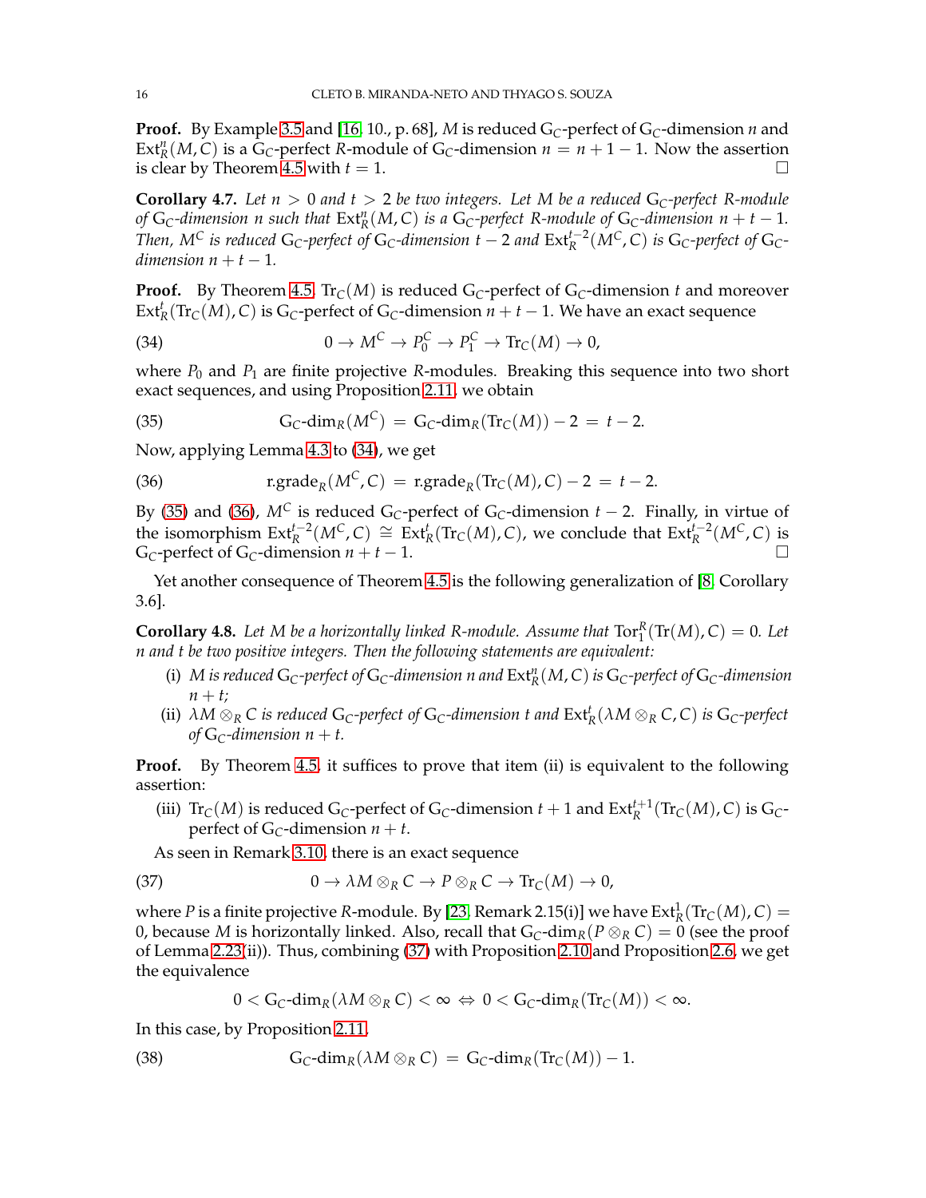**Proof.** By Example 3.5 and [16, 10., p. 68], $M$ is reduced $\mathrm{G}_C$-perfect of $\mathrm{G}_C$-dimension $n$ and $\mathrm{Ext}^n_R(M, C)$ is a $\mathrm{G}_C$-perfect $R$-module of $\mathrm{G}_C$-dimension $n = n + 1 - 1$. Now the assertion is clear by Theorem 4.5 with $t = 1$. □

**Corollary 4.7.** *Let $n > 0$ and $t > 2$ be two integers. Let $M$ be a reduced $\mathrm{G}_C$-perfect $R$-module of $\mathrm{G}_C$-dimension $n$ such that $\mathrm{Ext}^n_R(M, C)$ is a $\mathrm{G}_C$-perfect $R$-module of $\mathrm{G}_C$-dimension $n + t - 1$. Then, $M^C$ is reduced $\mathrm{G}_C$-perfect of $\mathrm{G}_C$-dimension $t - 2$ and $\mathrm{Ext}^{t-2}_R(M^C, C)$ is $\mathrm{G}_C$-perfect of $\mathrm{G}_C$-dimension $n + t - 1$.*

**Proof.** By Theorem 4.5, $\mathrm{Tr}_C(M)$ is reduced $\mathrm{G}_C$-perfect of $\mathrm{G}_C$-dimension $t$ and moreover $\mathrm{Ext}^t_R(\mathrm{Tr}_C(M), C)$ is $\mathrm{G}_C$-perfect of $\mathrm{G}_C$-dimension $n + t - 1$. We have an exact sequence

$$0 \to M^C \to P_0^C \to P_1^C \to \mathrm{Tr}_C(M) \to 0, \tag{34}$$

where $P_0$ and $P_1$ are finite projective $R$-modules. Breaking this sequence into two short exact sequences, and using Proposition 2.11, we obtain

$$\mathrm{G}_C\text{-}\mathrm{dim}_R(M^C) \;=\; \mathrm{G}_C\text{-}\mathrm{dim}_R(\mathrm{Tr}_C(M)) - 2 \;=\; t - 2. \tag{35}$$

Now, applying Lemma 4.3 to (34), we get

$$\mathrm{r.grade}_R(M^C, C) \;=\; \mathrm{r.grade}_R(\mathrm{Tr}_C(M), C) - 2 \;=\; t - 2. \tag{36}$$

By (35) and (36), $M^C$ is reduced $\mathrm{G}_C$-perfect of $\mathrm{G}_C$-dimension $t - 2$. Finally, in virtue of the isomorphism $\mathrm{Ext}^{t-2}_R(M^C, C) \cong \mathrm{Ext}^t_R(\mathrm{Tr}_C(M), C)$, we conclude that $\mathrm{Ext}^{t-2}_R(M^C, C)$ is $\mathrm{G}_C$-perfect of $\mathrm{G}_C$-dimension $n + t - 1$. □

Yet another consequence of Theorem 4.5 is the following generalization of [8, Corollary 3.6].

**Corollary 4.8.** *Let $M$ be a horizontally linked $R$-module. Assume that $\mathrm{Tor}^R_1(\mathrm{Tr}(M), C) = 0$. Let $n$ and $t$ be two positive integers. Then the following statements are equivalent:*

- (i) *$M$ is reduced $\mathrm{G}_C$-perfect of $\mathrm{G}_C$-dimension $n$ and $\mathrm{Ext}^n_R(M, C)$ is $\mathrm{G}_C$-perfect of $\mathrm{G}_C$-dimension $n + t$;*
- (ii) *$\lambda M \otimes_R C$ is reduced $\mathrm{G}_C$-perfect of $\mathrm{G}_C$-dimension $t$ and $\mathrm{Ext}^t_R(\lambda M \otimes_R C, C)$ is $\mathrm{G}_C$-perfect of $\mathrm{G}_C$-dimension $n + t$.*

**Proof.** By Theorem 4.5, it suffices to prove that item (ii) is equivalent to the following assertion:

- (iii) $\mathrm{Tr}_C(M)$ is reduced $\mathrm{G}_C$-perfect of $\mathrm{G}_C$-dimension $t + 1$ and $\mathrm{Ext}^{t+1}_R(\mathrm{Tr}_C(M), C)$ is $\mathrm{G}_C$-perfect of $\mathrm{G}_C$-dimension $n + t$.

As seen in Remark 3.10, there is an exact sequence

$$0 \to \lambda M \otimes_R C \to P \otimes_R C \to \mathrm{Tr}_C(M) \to 0, \tag{37}$$

where $P$ is a finite projective $R$-module. By [23, Remark 2.15(i)] we have $\mathrm{Ext}^1_R(\mathrm{Tr}_C(M), C) = 0$, because $M$ is horizontally linked. Also, recall that $\mathrm{G}_C\text{-}\mathrm{dim}_R(P \otimes_R C) = 0$ (see the proof of Lemma 2.23(ii)). Thus, combining (37) with Proposition 2.10 and Proposition 2.6, we get the equivalence

$$0 < \mathrm{G}_C\text{-}\mathrm{dim}_R(\lambda M \otimes_R C) < \infty \;\Leftrightarrow\; 0 < \mathrm{G}_C\text{-}\mathrm{dim}_R(\mathrm{Tr}_C(M)) < \infty.$$

In this case, by Proposition 2.11,

$$\mathrm{G}_C\text{-}\mathrm{dim}_R(\lambda M \otimes_R C) \;=\; \mathrm{G}_C\text{-}\mathrm{dim}_R(\mathrm{Tr}_C(M)) - 1. \tag{38}$$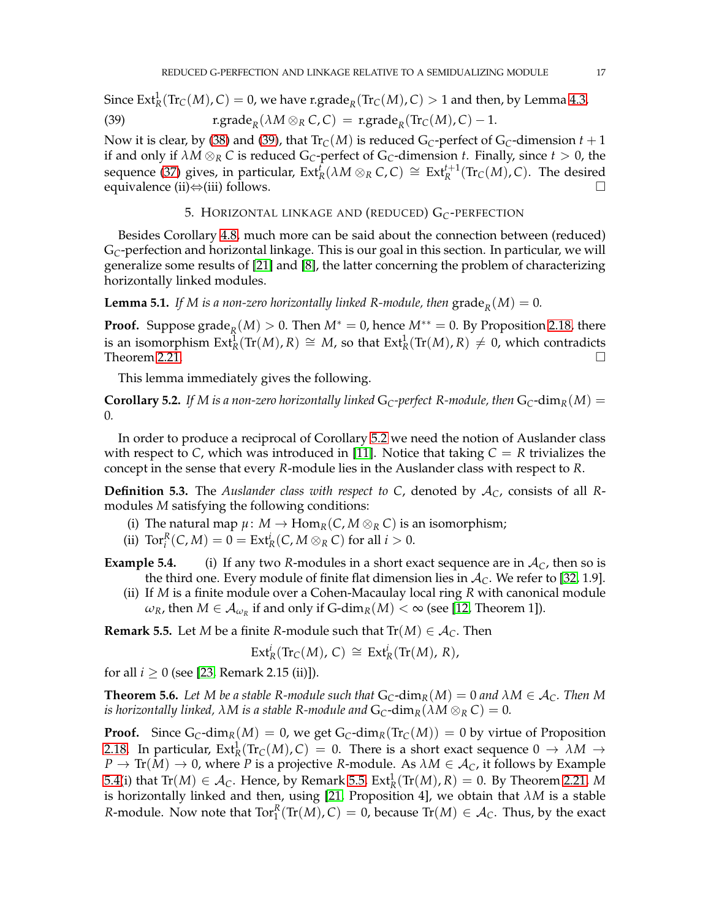Since $\operatorname{Ext}^1_R(\operatorname{Tr}_C(M), C) = 0$, we have $\operatorname{r.grade}_R(\operatorname{Tr}_C(M), C) > 1$ and then, by Lemma 4.3,

$$\operatorname{r.grade}_R(\lambda M \otimes_R C, C) \;=\; \operatorname{r.grade}_R(\operatorname{Tr}_C(M), C) - 1. \tag{39}$$

Now it is clear, by (38) and (39), that $\operatorname{Tr}_C(M)$ is reduced $\mathrm{G}_C$-perfect of $\mathrm{G}_C$-dimension $t+1$ if and only if $\lambda M \otimes_R C$ is reduced $\mathrm{G}_C$-perfect of $\mathrm{G}_C$-dimension $t$. Finally, since $t > 0$, the sequence (37) gives, in particular, $\operatorname{Ext}^t_R(\lambda M \otimes_R C, C) \cong \operatorname{Ext}^{t+1}_R(\operatorname{Tr}_C(M), C)$. The desired equivalence (ii)$\Leftrightarrow$(iii) follows. $\square$

## 5. Horizontal linkage and (reduced) $\mathrm{G}_C$-perfection

Besides Corollary 4.8, much more can be said about the connection between (reduced) $\mathrm{G}_C$-perfection and horizontal linkage. This is our goal in this section. In particular, we will generalize some results of [21] and [8], the latter concerning the problem of characterizing horizontally linked modules.

**Lemma 5.1.** *If $M$ is a non-zero horizontally linked $R$-module, then $\operatorname{grade}_R(M) = 0$.*

**Proof.** Suppose $\operatorname{grade}_R(M) > 0$. Then $M^* = 0$, hence $M^{**} = 0$. By Proposition 2.18, there is an isomorphism $\operatorname{Ext}^1_R(\operatorname{Tr}(M), R) \cong M$, so that $\operatorname{Ext}^1_R(\operatorname{Tr}(M), R) \neq 0$, which contradicts Theorem 2.21. $\square$

This lemma immediately gives the following.

**Corollary 5.2.** *If $M$ is a non-zero horizontally linked $\mathrm{G}_C$-perfect $R$-module, then $\mathrm{G}_C\text{-}\dim_R(M) = 0$.*

In order to produce a reciprocal of Corollary 5.2 we need the notion of Auslander class with respect to $C$, which was introduced in [11]. Notice that taking $C = R$ trivializes the concept in the sense that every $R$-module lies in the Auslander class with respect to $R$.

**Definition 5.3.** The *Auslander class with respect to $C$*, denoted by $\mathcal{A}_C$, consists of all $R$-modules $M$ satisfying the following conditions:

- (i) The natural map $\mu\colon M \to \operatorname{Hom}_R(C, M \otimes_R C)$ is an isomorphism;
- (ii) $\operatorname{Tor}^R_i(C, M) = 0 = \operatorname{Ext}^i_R(C, M \otimes_R C)$ for all $i > 0$.

**Example 5.4.**
- (i) If any two $R$-modules in a short exact sequence are in $\mathcal{A}_C$, then so is the third one. Every module of finite flat dimension lies in $\mathcal{A}_C$. We refer to [32, 1.9].
- (ii) If $M$ is a finite module over a Cohen-Macaulay local ring $R$ with canonical module $\omega_R$, then $M \in \mathcal{A}_{\omega_R}$ if and only if $\mathrm{G}\text{-}\dim_R(M) < \infty$ (see [12, Theorem 1]).

**Remark 5.5.** Let $M$ be a finite $R$-module such that $\operatorname{Tr}(M) \in \mathcal{A}_C$. Then

$$\operatorname{Ext}^i_R(\operatorname{Tr}_C(M),\, C) \;\cong\; \operatorname{Ext}^i_R(\operatorname{Tr}(M),\, R),$$

for all $i \geq 0$ (see [23, Remark 2.15 (ii)]).

**Theorem 5.6.** *Let $M$ be a stable $R$-module such that $\mathrm{G}_C\text{-}\dim_R(M) = 0$ and $\lambda M \in \mathcal{A}_C$. Then $M$ is horizontally linked, $\lambda M$ is a stable $R$-module and $\mathrm{G}_C\text{-}\dim_R(\lambda M \otimes_R C) = 0$.*

**Proof.** Since $\mathrm{G}_C\text{-}\dim_R(M) = 0$, we get $\mathrm{G}_C\text{-}\dim_R(\operatorname{Tr}_C(M)) = 0$ by virtue of Proposition 2.18. In particular, $\operatorname{Ext}^1_R(\operatorname{Tr}_C(M), C) = 0$. There is a short exact sequence $0 \to \lambda M \to P \to \operatorname{Tr}(M) \to 0$, where $P$ is a projective $R$-module. As $\lambda M \in \mathcal{A}_C$, it follows by Example 5.4(i) that $\operatorname{Tr}(M) \in \mathcal{A}_C$. Hence, by Remark 5.5, $\operatorname{Ext}^1_R(\operatorname{Tr}(M), R) = 0$. By Theorem 2.21, $M$ is horizontally linked and then, using [21, Proposition 4], we obtain that $\lambda M$ is a stable $R$-module. Now note that $\operatorname{Tor}^R_1(\operatorname{Tr}(M), C) = 0$, because $\operatorname{Tr}(M) \in \mathcal{A}_C$. Thus, by the exact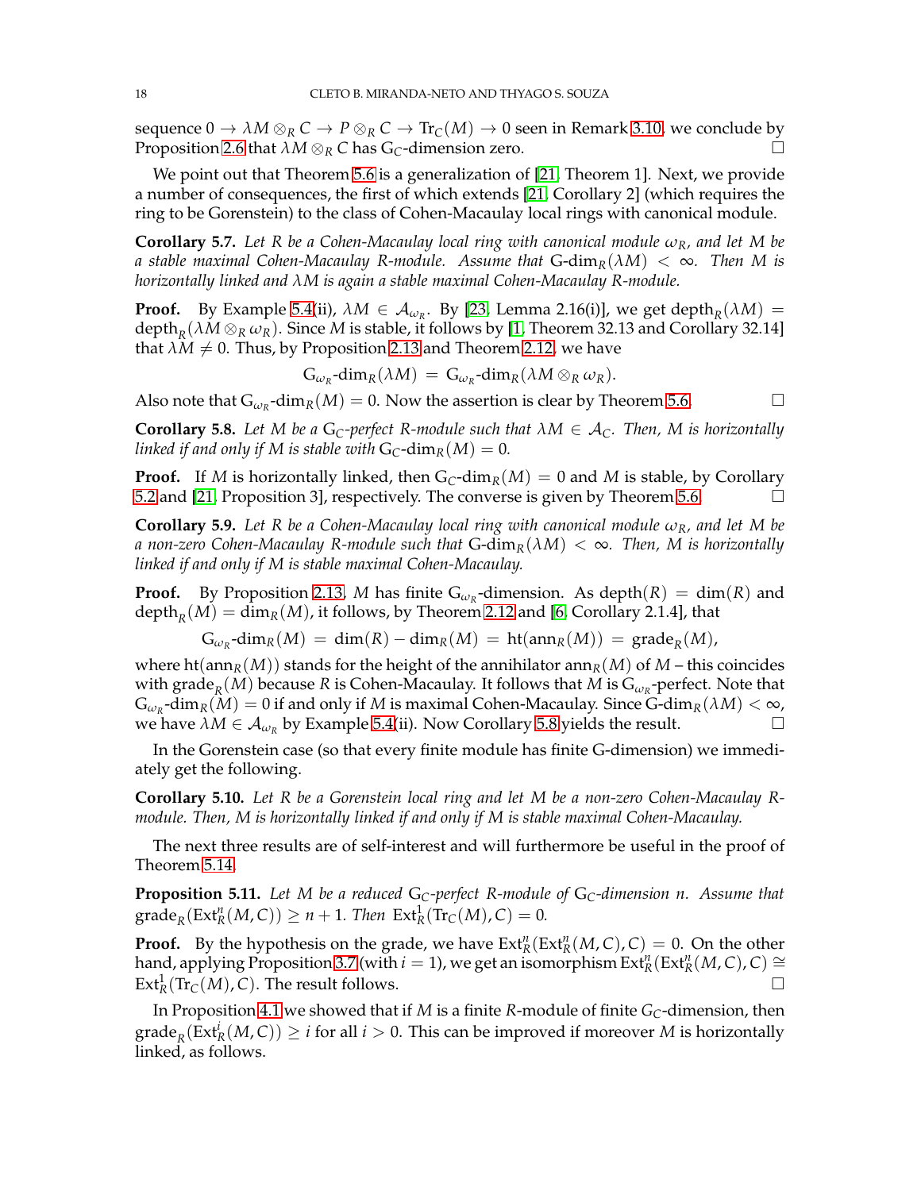sequence $0 \to \lambda M \otimes_R C \to P \otimes_R C \to \mathrm{Tr}_C(M) \to 0$ seen in Remark 3.10, we conclude by Proposition 2.6 that $\lambda M \otimes_R C$ has $\mathrm{G}_C$-dimension zero. $\square$

We point out that Theorem 5.6 is a generalization of [21, Theorem 1]. Next, we provide a number of consequences, the first of which extends [21, Corollary 2] (which requires the ring to be Gorenstein) to the class of Cohen-Macaulay local rings with canonical module.

**Corollary 5.7.** *Let $R$ be a Cohen-Macaulay local ring with canonical module $\omega_R$, and let $M$ be a stable maximal Cohen-Macaulay $R$-module. Assume that $\mathrm{G}\text{-}\dim_R(\lambda M) < \infty$. Then $M$ is horizontally linked and $\lambda M$ is again a stable maximal Cohen-Macaulay $R$-module.*

**Proof.** By Example 5.4(ii), $\lambda M \in \mathcal{A}_{\omega_R}$. By [23, Lemma 2.16(i)], we get $\mathrm{depth}_R(\lambda M) = \mathrm{depth}_R(\lambda M \otimes_R \omega_R)$. Since $M$ is stable, it follows by [1, Theorem 32.13 and Corollary 32.14] that $\lambda M \neq 0$. Thus, by Proposition 2.13 and Theorem 2.12, we have

$$\mathrm{G}_{\omega_R}\text{-}\dim_R(\lambda M) \;=\; \mathrm{G}_{\omega_R}\text{-}\dim_R(\lambda M \otimes_R \omega_R).$$

Also note that $\mathrm{G}_{\omega_R}\text{-}\dim_R(M) = 0$. Now the assertion is clear by Theorem 5.6. $\square$

**Corollary 5.8.** *Let $M$ be a $\mathrm{G}_C$-perfect $R$-module such that $\lambda M \in \mathcal{A}_C$. Then, $M$ is horizontally linked if and only if $M$ is stable with $\mathrm{G}_C\text{-}\dim_R(M) = 0$.*

**Proof.** If $M$ is horizontally linked, then $\mathrm{G}_C\text{-}\dim_R(M) = 0$ and $M$ is stable, by Corollary 5.2 and [21, Proposition 3], respectively. The converse is given by Theorem 5.6. $\square$

**Corollary 5.9.** *Let $R$ be a Cohen-Macaulay local ring with canonical module $\omega_R$, and let $M$ be a non-zero Cohen-Macaulay $R$-module such that $\mathrm{G}\text{-}\dim_R(\lambda M) < \infty$. Then, $M$ is horizontally linked if and only if $M$ is stable maximal Cohen-Macaulay.*

**Proof.** By Proposition 2.13, $M$ has finite $\mathrm{G}_{\omega_R}$-dimension. As $\mathrm{depth}(R) = \dim(R)$ and $\mathrm{depth}_R(M) = \dim_R(M)$, it follows, by Theorem 2.12 and [6, Corollary 2.1.4], that

$$\mathrm{G}_{\omega_R}\text{-}\dim_R(M) \;=\; \dim(R) - \dim_R(M) \;=\; \mathrm{ht}(\mathrm{ann}_R(M)) \;=\; \mathrm{grade}_R(M),$$

where $\mathrm{ht}(\mathrm{ann}_R(M))$ stands for the height of the annihilator $\mathrm{ann}_R(M)$ of $M$ – this coincides with $\mathrm{grade}_R(M)$ because $R$ is Cohen-Macaulay. It follows that $M$ is $\mathrm{G}_{\omega_R}$-perfect. Note that $\mathrm{G}_{\omega_R}\text{-}\dim_R(M) = 0$ if and only if $M$ is maximal Cohen-Macaulay. Since $\mathrm{G}\text{-}\dim_R(\lambda M) < \infty$, we have $\lambda M \in \mathcal{A}_{\omega_R}$ by Example 5.4(ii). Now Corollary 5.8 yields the result. $\square$

In the Gorenstein case (so that every finite module has finite G-dimension) we immediately get the following.

**Corollary 5.10.** *Let $R$ be a Gorenstein local ring and let $M$ be a non-zero Cohen-Macaulay $R$-module. Then, $M$ is horizontally linked if and only if $M$ is stable maximal Cohen-Macaulay.*

The next three results are of self-interest and will furthermore be useful in the proof of Theorem 5.14.

**Proposition 5.11.** *Let $M$ be a reduced $\mathrm{G}_C$-perfect $R$-module of $\mathrm{G}_C$-dimension $n$. Assume that $\mathrm{grade}_R(\mathrm{Ext}^n_R(M,C)) \geq n+1$. Then $\mathrm{Ext}^1_R(\mathrm{Tr}_C(M),C) = 0$.*

**Proof.** By the hypothesis on the grade, we have $\mathrm{Ext}^n_R(\mathrm{Ext}^n_R(M,C),C) = 0$. On the other hand, applying Proposition 3.7 (with $i = 1$), we get an isomorphism $\mathrm{Ext}^n_R(\mathrm{Ext}^n_R(M,C),C) \cong \mathrm{Ext}^1_R(\mathrm{Tr}_C(M),C)$. The result follows. $\square$

In Proposition 4.1 we showed that if $M$ is a finite $R$-module of finite $G_C$-dimension, then $\mathrm{grade}_R(\mathrm{Ext}^i_R(M,C)) \geq i$ for all $i > 0$. This can be improved if moreover $M$ is horizontally linked, as follows.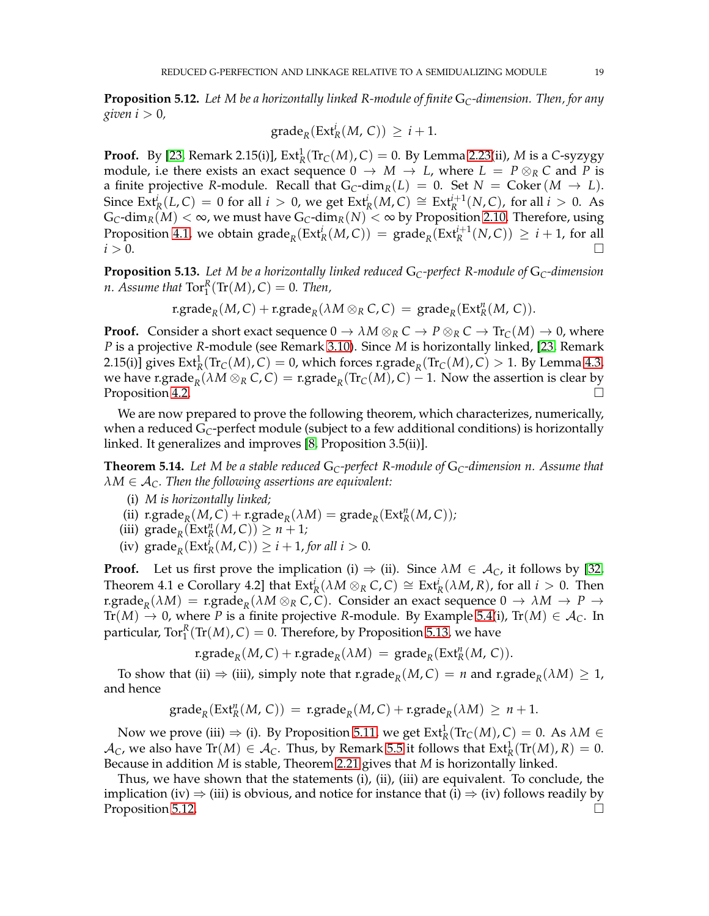**Proposition 5.12.** *Let $M$ be a horizontally linked $R$-module of finite $\mathrm{G}_C$-dimension. Then, for any given $i > 0$,*

$$\operatorname{grade}_R(\operatorname{Ext}^i_R(M, C)) \geq i+1.$$

**Proof.** By [23, Remark 2.15(i)], $\operatorname{Ext}^1_R(\operatorname{Tr}_C(M), C) = 0$. By Lemma 2.23(ii), $M$ is a $C$-syzygy module, i.e there exists an exact sequence $0 \to M \to L$, where $L = P \otimes_R C$ and $P$ is a finite projective $R$-module. Recall that $\mathrm{G}_C\text{-}\dim_R(L) = 0$. Set $N = \operatorname{Coker}(M \to L)$. Since $\operatorname{Ext}^i_R(L, C) = 0$ for all $i > 0$, we get $\operatorname{Ext}^i_R(M, C) \cong \operatorname{Ext}^{i+1}_R(N, C)$, for all $i > 0$. As $\mathrm{G}_C\text{-}\dim_R(M) < \infty$, we must have $\mathrm{G}_C\text{-}\dim_R(N) < \infty$ by Proposition 2.10. Therefore, using Proposition 4.1, we obtain $\operatorname{grade}_R(\operatorname{Ext}^i_R(M, C)) = \operatorname{grade}_R(\operatorname{Ext}^{i+1}_R(N, C)) \geq i+1$, for all $i > 0$. □

**Proposition 5.13.** *Let $M$ be a horizontally linked reduced $\mathrm{G}_C$-perfect $R$-module of $\mathrm{G}_C$-dimension $n$. Assume that $\operatorname{Tor}^R_1(\operatorname{Tr}(M), C) = 0$. Then,*

$$\operatorname{r.grade}_R(M, C) + \operatorname{r.grade}_R(\lambda M \otimes_R C, C) = \operatorname{grade}_R(\operatorname{Ext}^n_R(M, C)).$$

**Proof.** Consider a short exact sequence $0 \to \lambda M \otimes_R C \to P \otimes_R C \to \operatorname{Tr}_C(M) \to 0$, where $P$ is a projective $R$-module (see Remark 3.10). Since $M$ is horizontally linked, [23, Remark 2.15(i)] gives $\operatorname{Ext}^1_R(\operatorname{Tr}_C(M), C) = 0$, which forces $\operatorname{r.grade}_R(\operatorname{Tr}_C(M), C) > 1$. By Lemma 4.3, we have $\operatorname{r.grade}_R(\lambda M \otimes_R C, C) = \operatorname{r.grade}_R(\operatorname{Tr}_C(M), C) - 1$. Now the assertion is clear by Proposition 4.2. □

We are now prepared to prove the following theorem, which characterizes, numerically, when a reduced $\mathrm{G}_C$-perfect module (subject to a few additional conditions) is horizontally linked. It generalizes and improves [8, Proposition 3.5(ii)].

**Theorem 5.14.** *Let $M$ be a stable reduced $\mathrm{G}_C$-perfect $R$-module of $\mathrm{G}_C$-dimension $n$. Assume that $\lambda M \in \mathcal{A}_C$. Then the following assertions are equivalent:*

- (i) *$M$ is horizontally linked;*
- (ii) $\operatorname{r.grade}_R(M, C) + \operatorname{r.grade}_R(\lambda M) = \operatorname{grade}_R(\operatorname{Ext}^n_R(M, C))$;
- (iii) $\operatorname{grade}_R(\operatorname{Ext}^n_R(M, C)) \geq n+1$;
- (iv) $\operatorname{grade}_R(\operatorname{Ext}^i_R(M, C)) \geq i+1$, *for all $i > 0$.*

**Proof.** Let us first prove the implication (i) ⇒ (ii). Since $\lambda M \in \mathcal{A}_C$, it follows by [32, Theorem 4.1 e Corollary 4.2] that $\operatorname{Ext}^i_R(\lambda M \otimes_R C, C) \cong \operatorname{Ext}^i_R(\lambda M, R)$, for all $i > 0$. Then $\operatorname{r.grade}_R(\lambda M) = \operatorname{r.grade}_R(\lambda M \otimes_R C, C)$. Consider an exact sequence $0 \to \lambda M \to P \to \operatorname{Tr}(M) \to 0$, where $P$ is a finite projective $R$-module. By Example 5.4(i), $\operatorname{Tr}(M) \in \mathcal{A}_C$. In particular, $\operatorname{Tor}^R_1(\operatorname{Tr}(M), C) = 0$. Therefore, by Proposition 5.13, we have

$$\operatorname{r.grade}_R(M, C) + \operatorname{r.grade}_R(\lambda M) = \operatorname{grade}_R(\operatorname{Ext}^n_R(M, C)).$$

To show that (ii) ⇒ (iii), simply note that $\operatorname{r.grade}_R(M, C) = n$ and $\operatorname{r.grade}_R(\lambda M) \geq 1$, and hence

$$\operatorname{grade}_R(\operatorname{Ext}^n_R(M, C)) = \operatorname{r.grade}_R(M, C) + \operatorname{r.grade}_R(\lambda M) \geq n+1.$$

Now we prove (iii) ⇒ (i). By Proposition 5.11, we get $\operatorname{Ext}^1_R(\operatorname{Tr}_C(M), C) = 0$. As $\lambda M \in \mathcal{A}_C$, we also have $\operatorname{Tr}(M) \in \mathcal{A}_C$. Thus, by Remark 5.5 it follows that $\operatorname{Ext}^1_R(\operatorname{Tr}(M), R) = 0$. Because in addition $M$ is stable, Theorem 2.21 gives that $M$ is horizontally linked.

Thus, we have shown that the statements (i), (ii), (iii) are equivalent. To conclude, the implication (iv) ⇒ (iii) is obvious, and notice for instance that (i) ⇒ (iv) follows readily by Proposition 5.12. □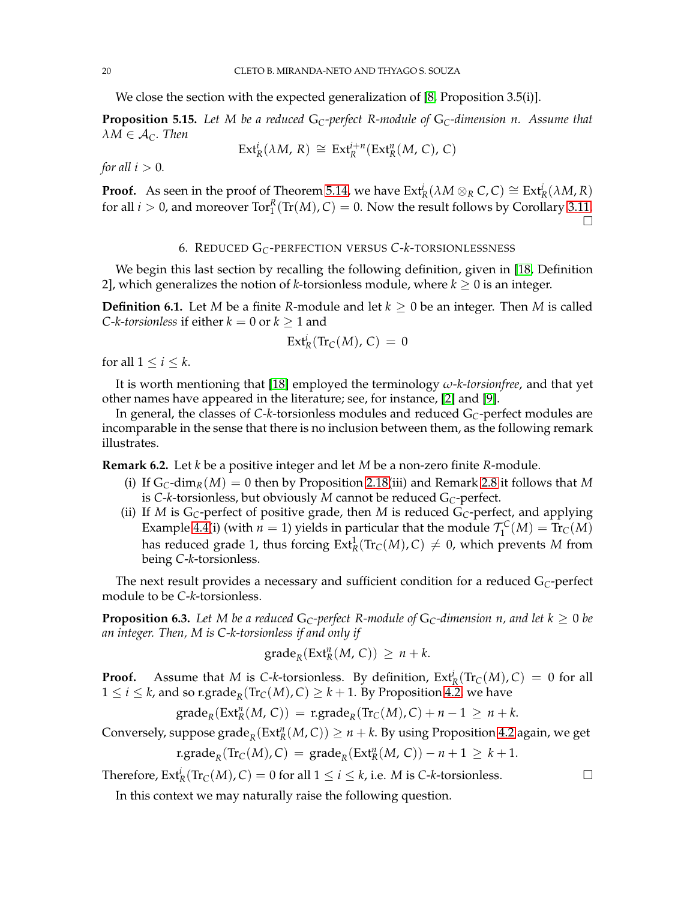We close the section with the expected generalization of [8, Proposition 3.5(i)].

**Proposition 5.15.** *Let $M$ be a reduced $\mathrm{G}_C$-perfect $R$-module of $\mathrm{G}_C$-dimension $n$. Assume that $\lambda M \in \mathcal{A}_C$. Then*

$$\mathrm{Ext}_R^i(\lambda M,\, R) \;\cong\; \mathrm{Ext}_R^{i+n}(\mathrm{Ext}_R^n(M,\, C),\, C)$$

*for all $i > 0$.*

**Proof.** As seen in the proof of Theorem 5.14, we have $\mathrm{Ext}_R^i(\lambda M \otimes_R C, C) \cong \mathrm{Ext}_R^i(\lambda M, R)$ for all $i > 0$, and moreover $\mathrm{Tor}_1^R(\mathrm{Tr}(M), C) = 0$. Now the result follows by Corollary 3.11. □

## 6. Reduced $\mathrm{G}_C$-perfection versus $C$-$k$-torsionlessness

We begin this last section by recalling the following definition, given in [18, Definition 2], which generalizes the notion of $k$-torsionless module, where $k \geq 0$ is an integer.

**Definition 6.1.** Let $M$ be a finite $R$-module and let $k \geq 0$ be an integer. Then $M$ is called *$C$-$k$-torsionless* if either $k = 0$ or $k \geq 1$ and

$$\mathrm{Ext}_R^i(\mathrm{Tr}_C(M),\, C) \;=\; 0$$

for all $1 \leq i \leq k$.

It is worth mentioning that [18] employed the terminology *$\omega$-$k$-torsionfree*, and that yet other names have appeared in the literature; see, for instance, [2] and [9].

In general, the classes of $C$-$k$-torsionless modules and reduced $\mathrm{G}_C$-perfect modules are incomparable in the sense that there is no inclusion between them, as the following remark illustrates.

**Remark 6.2.** Let $k$ be a positive integer and let $M$ be a non-zero finite $R$-module.

- (i) If $\mathrm{G}_C\text{-}\dim_R(M) = 0$ then by Proposition 2.18(iii) and Remark 2.8 it follows that $M$ is $C$-$k$-torsionless, but obviously $M$ cannot be reduced $\mathrm{G}_C$-perfect.
- (ii) If $M$ is $\mathrm{G}_C$-perfect of positive grade, then $M$ is reduced $\mathrm{G}_C$-perfect, and applying Example 4.4(i) (with $n = 1$) yields in particular that the module $\mathcal{T}_1^C(M) = \mathrm{Tr}_C(M)$ has reduced grade 1, thus forcing $\mathrm{Ext}_R^1(\mathrm{Tr}_C(M), C) \neq 0$, which prevents $M$ from being $C$-$k$-torsionless.

The next result provides a necessary and sufficient condition for a reduced $\mathrm{G}_C$-perfect module to be $C$-$k$-torsionless.

**Proposition 6.3.** *Let $M$ be a reduced $\mathrm{G}_C$-perfect $R$-module of $\mathrm{G}_C$-dimension $n$, and let $k \geq 0$ be an integer. Then, $M$ is $C$-$k$-torsionless if and only if*

$$\mathrm{grade}_R(\mathrm{Ext}_R^n(M,\, C)) \;\geq\; n + k.$$

**Proof.** Assume that $M$ is $C$-$k$-torsionless. By definition, $\mathrm{Ext}_R^i(\mathrm{Tr}_C(M), C) = 0$ for all $1 \leq i \leq k$, and so $\mathrm{r.grade}_R(\mathrm{Tr}_C(M), C) \geq k + 1$. By Proposition 4.2 we have

$$\mathrm{grade}_R(\mathrm{Ext}_R^n(M,\, C)) \;=\; \mathrm{r.grade}_R(\mathrm{Tr}_C(M), C) + n - 1 \;\geq\; n + k.$$

Conversely, suppose $\mathrm{grade}_R(\mathrm{Ext}_R^n(M, C)) \geq n + k$. By using Proposition 4.2 again, we get

$$\mathrm{r.grade}_R(\mathrm{Tr}_C(M), C) \;=\; \mathrm{grade}_R(\mathrm{Ext}_R^n(M,\, C)) - n + 1 \;\geq\; k + 1.$$

Therefore, $\mathrm{Ext}_R^i(\mathrm{Tr}_C(M), C) = 0$ for all $1 \leq i \leq k$, i.e. $M$ is $C$-$k$-torsionless. □

In this context we may naturally raise the following question.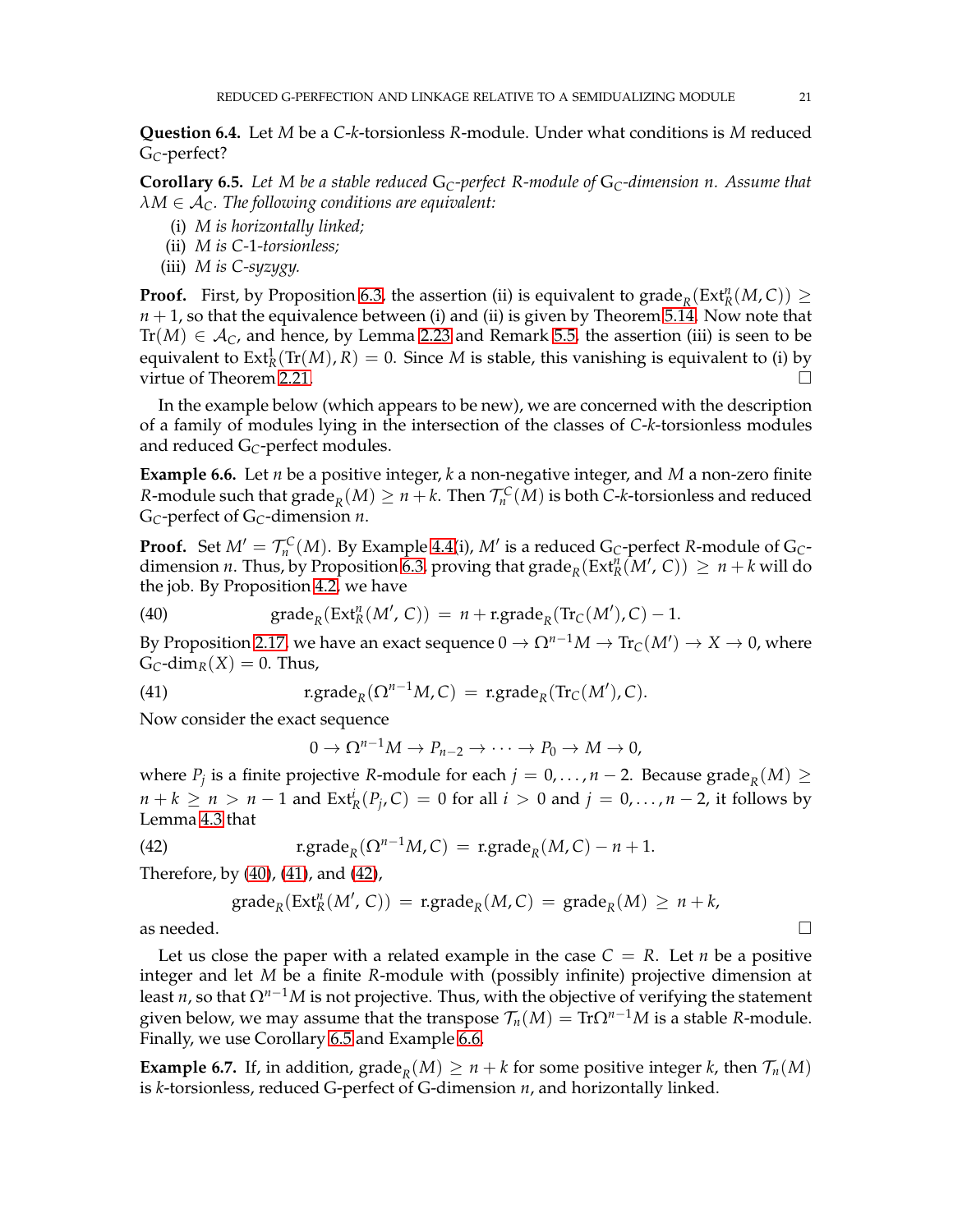**Question 6.4.** Let $M$ be a $C$-$k$-torsionless $R$-module. Under what conditions is $M$ reduced $\mathrm{G}_C$-perfect?

**Corollary 6.5.** *Let $M$ be a stable reduced $\mathrm{G}_C$-perfect $R$-module of $\mathrm{G}_C$-dimension $n$. Assume that $\lambda M \in \mathcal{A}_C$. The following conditions are equivalent:*

(i) *$M$ is horizontally linked;*
(ii) *$M$ is $C$-1-torsionless;*
(iii) *$M$ is $C$-syzygy.*

**Proof.** First, by Proposition 6.3, the assertion (ii) is equivalent to $\mathrm{grade}_R(\mathrm{Ext}^n_R(M,C)) \geq n+1$, so that the equivalence between (i) and (ii) is given by Theorem 5.14. Now note that $\mathrm{Tr}(M) \in \mathcal{A}_C$, and hence, by Lemma 2.23 and Remark 5.5, the assertion (iii) is seen to be equivalent to $\mathrm{Ext}^1_R(\mathrm{Tr}(M), R) = 0$. Since $M$ is stable, this vanishing is equivalent to (i) by virtue of Theorem 2.21. $\square$

In the example below (which appears to be new), we are concerned with the description of a family of modules lying in the intersection of the classes of $C$-$k$-torsionless modules and reduced $\mathrm{G}_C$-perfect modules.

**Example 6.6.** Let $n$ be a positive integer, $k$ a non-negative integer, and $M$ a non-zero finite $R$-module such that $\mathrm{grade}_R(M) \geq n+k$. Then $\mathcal{T}^C_n(M)$ is both $C$-$k$-torsionless and reduced $\mathrm{G}_C$-perfect of $\mathrm{G}_C$-dimension $n$.

**Proof.** Set $M' = \mathcal{T}^C_n(M)$. By Example 4.4(i), $M'$ is a reduced $\mathrm{G}_C$-perfect $R$-module of $\mathrm{G}_C$-dimension $n$. Thus, by Proposition 6.3, proving that $\mathrm{grade}_R(\mathrm{Ext}^n_R(M',\, C)) \geq n+k$ will do the job. By Proposition 4.2, we have

$$\mathrm{grade}_R(\mathrm{Ext}^n_R(M',\, C)) \,=\, n + \mathrm{r.grade}_R(\mathrm{Tr}_C(M'), C) - 1. \tag{40}$$

By Proposition 2.17, we have an exact sequence $0 \to \Omega^{n-1}M \to \mathrm{Tr}_C(M') \to X \to 0$, where $\mathrm{G}_C\text{-}\dim_R(X) = 0$. Thus,

$$\mathrm{r.grade}_R(\Omega^{n-1}M, C) \,=\, \mathrm{r.grade}_R(\mathrm{Tr}_C(M'), C). \tag{41}$$

Now consider the exact sequence

$$0 \to \Omega^{n-1}M \to P_{n-2} \to \cdots \to P_0 \to M \to 0,$$

where $P_j$ is a finite projective $R$-module for each $j = 0, \ldots, n-2$. Because $\mathrm{grade}_R(M) \geq n+k \geq n > n-1$ and $\mathrm{Ext}^i_R(P_j, C) = 0$ for all $i > 0$ and $j = 0, \ldots, n-2$, it follows by Lemma 4.3 that

$$\mathrm{r.grade}_R(\Omega^{n-1}M, C) \,=\, \mathrm{r.grade}_R(M, C) - n + 1. \tag{42}$$

Therefore, by (40), (41), and (42),

$$\mathrm{grade}_R(\mathrm{Ext}^n_R(M',\, C)) \,=\, \mathrm{r.grade}_R(M, C) \,=\, \mathrm{grade}_R(M) \,\geq\, n+k,$$

as needed. $\square$

Let us close the paper with a related example in the case $C = R$. Let $n$ be a positive integer and let $M$ be a finite $R$-module with (possibly infinite) projective dimension at least $n$, so that $\Omega^{n-1}M$ is not projective. Thus, with the objective of verifying the statement given below, we may assume that the transpose $\mathcal{T}_n(M) = \mathrm{Tr}\Omega^{n-1}M$ is a stable $R$-module. Finally, we use Corollary 6.5 and Example 6.6.

**Example 6.7.** If, in addition, $\mathrm{grade}_R(M) \geq n+k$ for some positive integer $k$, then $\mathcal{T}_n(M)$ is $k$-torsionless, reduced G-perfect of G-dimension $n$, and horizontally linked.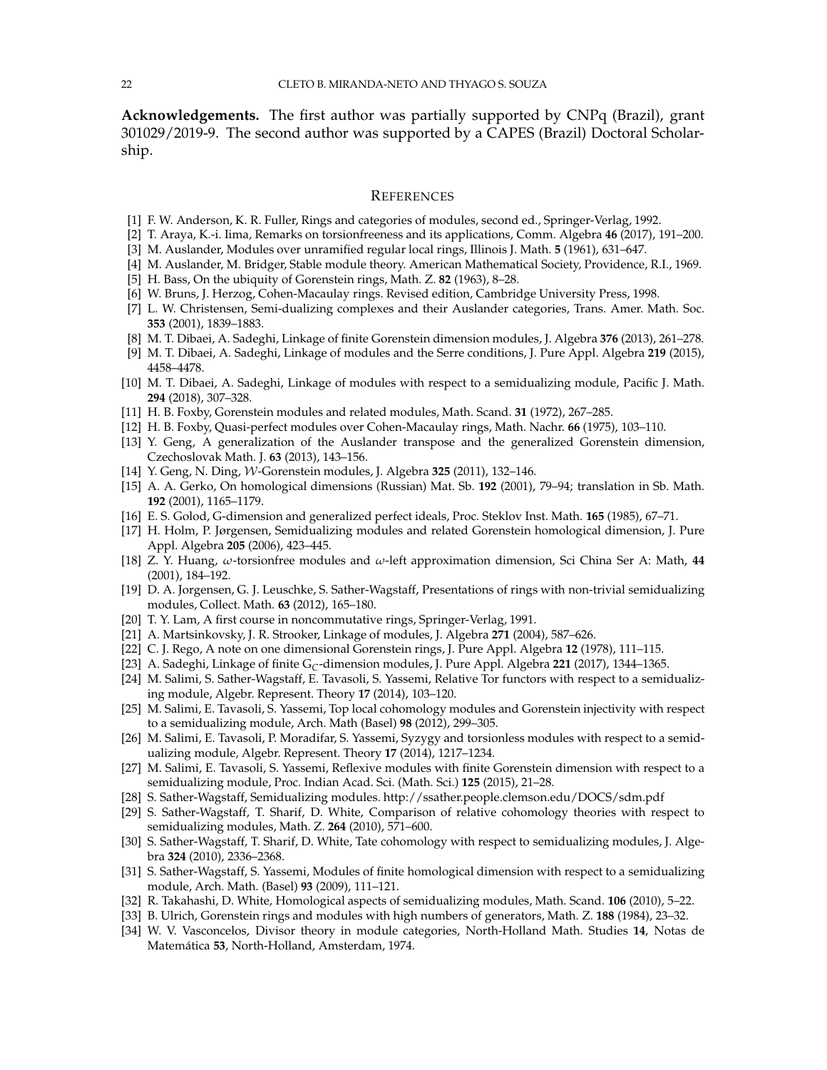**Acknowledgements.** The first author was partially supported by CNPq (Brazil), grant 301029/2019-9. The second author was supported by a CAPES (Brazil) Doctoral Scholarship.

## REFERENCES

[1] F. W. Anderson, K. R. Fuller, Rings and categories of modules, second ed., Springer-Verlag, 1992.

[2] T. Araya, K.-i. Iima, Remarks on torsionfreeness and its applications, Comm. Algebra **46** (2017), 191–200.

[3] M. Auslander, Modules over unramified regular local rings, Illinois J. Math. **5** (1961), 631–647.

[4] M. Auslander, M. Bridger, Stable module theory. American Mathematical Society, Providence, R.I., 1969.

[5] H. Bass, On the ubiquity of Gorenstein rings, Math. Z. **82** (1963), 8–28.

[6] W. Bruns, J. Herzog, Cohen-Macaulay rings. Revised edition, Cambridge University Press, 1998.

[7] L. W. Christensen, Semi-dualizing complexes and their Auslander categories, Trans. Amer. Math. Soc. **353** (2001), 1839–1883.

[8] M. T. Dibaei, A. Sadeghi, Linkage of finite Gorenstein dimension modules, J. Algebra **376** (2013), 261–278.

[9] M. T. Dibaei, A. Sadeghi, Linkage of modules and the Serre conditions, J. Pure Appl. Algebra **219** (2015), 4458–4478.

[10] M. T. Dibaei, A. Sadeghi, Linkage of modules with respect to a semidualizing module, Pacific J. Math. **294** (2018), 307–328.

[11] H. B. Foxby, Gorenstein modules and related modules, Math. Scand. **31** (1972), 267–285.

[12] H. B. Foxby, Quasi-perfect modules over Cohen-Macaulay rings, Math. Nachr. **66** (1975), 103–110.

[13] Y. Geng, A generalization of the Auslander transpose and the generalized Gorenstein dimension, Czechoslovak Math. J. **63** (2013), 143–156.

[14] Y. Geng, N. Ding, $\mathcal{W}$-Gorenstein modules, J. Algebra **325** (2011), 132–146.

[15] A. A. Gerko, On homological dimensions (Russian) Mat. Sb. **192** (2001), 79–94; translation in Sb. Math. **192** (2001), 1165–1179.

[16] E. S. Golod, G-dimension and generalized perfect ideals, Proc. Steklov Inst. Math. **165** (1985), 67–71.

[17] H. Holm, P. Jørgensen, Semidualizing modules and related Gorenstein homological dimension, J. Pure Appl. Algebra **205** (2006), 423–445.

[18] Z. Y. Huang, $\omega$-torsionfree modules and $\omega$-left approximation dimension, Sci China Ser A: Math, **44** (2001), 184–192.

[19] D. A. Jorgensen, G. J. Leuschke, S. Sather-Wagstaff, Presentations of rings with non-trivial semidualizing modules, Collect. Math. **63** (2012), 165–180.

[20] T. Y. Lam, A first course in noncommutative rings, Springer-Verlag, 1991.

[21] A. Martsinkovsky, J. R. Strooker, Linkage of modules, J. Algebra **271** (2004), 587–626.

[22] C. J. Rego, A note on one dimensional Gorenstein rings, J. Pure Appl. Algebra **12** (1978), 111–115.

[23] A. Sadeghi, Linkage of finite $\mathrm{G}_C$-dimension modules, J. Pure Appl. Algebra **221** (2017), 1344–1365.

[24] M. Salimi, S. Sather-Wagstaff, E. Tavasoli, S. Yassemi, Relative Tor functors with respect to a semidualizing module, Algebr. Represent. Theory **17** (2014), 103–120.

[25] M. Salimi, E. Tavasoli, S. Yassemi, Top local cohomology modules and Gorenstein injectivity with respect to a semidualizing module, Arch. Math (Basel) **98** (2012), 299–305.

[26] M. Salimi, E. Tavasoli, P. Moradifar, S. Yassemi, Syzygy and torsionless modules with respect to a semidualizing module, Algebr. Represent. Theory **17** (2014), 1217–1234.

[27] M. Salimi, E. Tavasoli, S. Yassemi, Reflexive modules with finite Gorenstein dimension with respect to a semidualizing module, Proc. Indian Acad. Sci. (Math. Sci.) **125** (2015), 21–28.

[28] S. Sather-Wagstaff, Semidualizing modules. http://ssather.people.clemson.edu/DOCS/sdm.pdf

[29] S. Sather-Wagstaff, T. Sharif, D. White, Comparison of relative cohomology theories with respect to semidualizing modules, Math. Z. **264** (2010), 571–600.

[30] S. Sather-Wagstaff, T. Sharif, D. White, Tate cohomology with respect to semidualizing modules, J. Algebra **324** (2010), 2336–2368.

[31] S. Sather-Wagstaff, S. Yassemi, Modules of finite homological dimension with respect to a semidualizing module, Arch. Math. (Basel) **93** (2009), 111–121.

[32] R. Takahashi, D. White, Homological aspects of semidualizing modules, Math. Scand. **106** (2010), 5–22.

[33] B. Ulrich, Gorenstein rings and modules with high numbers of generators, Math. Z. **188** (1984), 23–32.

[34] W. V. Vasconcelos, Divisor theory in module categories, North-Holland Math. Studies **14**, Notas de Matemática **53**, North-Holland, Amsterdam, 1974.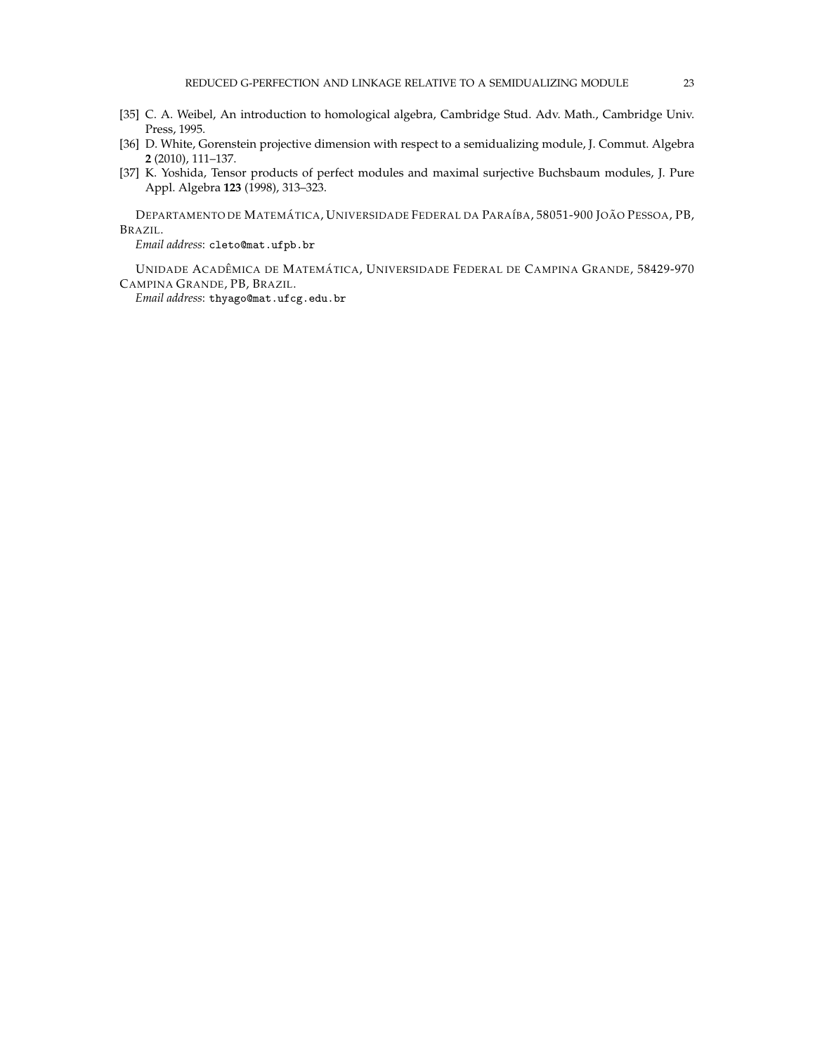[35] C. A. Weibel, An introduction to homological algebra, Cambridge Stud. Adv. Math., Cambridge Univ. Press, 1995.

[36] D. White, Gorenstein projective dimension with respect to a semidualizing module, J. Commut. Algebra **2** (2010), 111–137.

[37] K. Yoshida, Tensor products of perfect modules and maximal surjective Buchsbaum modules, J. Pure Appl. Algebra **123** (1998), 313–323.

DEPARTAMENTO DE MATEMÁTICA, UNIVERSIDADE FEDERAL DA PARAÍBA, 58051-900 JOÃO PESSOA, PB, BRAZIL.

*Email address*: `cleto@mat.ufpb.br`

UNIDADE ACADÊMICA DE MATEMÁTICA, UNIVERSIDADE FEDERAL DE CAMPINA GRANDE, 58429-970 CAMPINA GRANDE, PB, BRAZIL.

*Email address*: `thyago@mat.ufcg.edu.br`